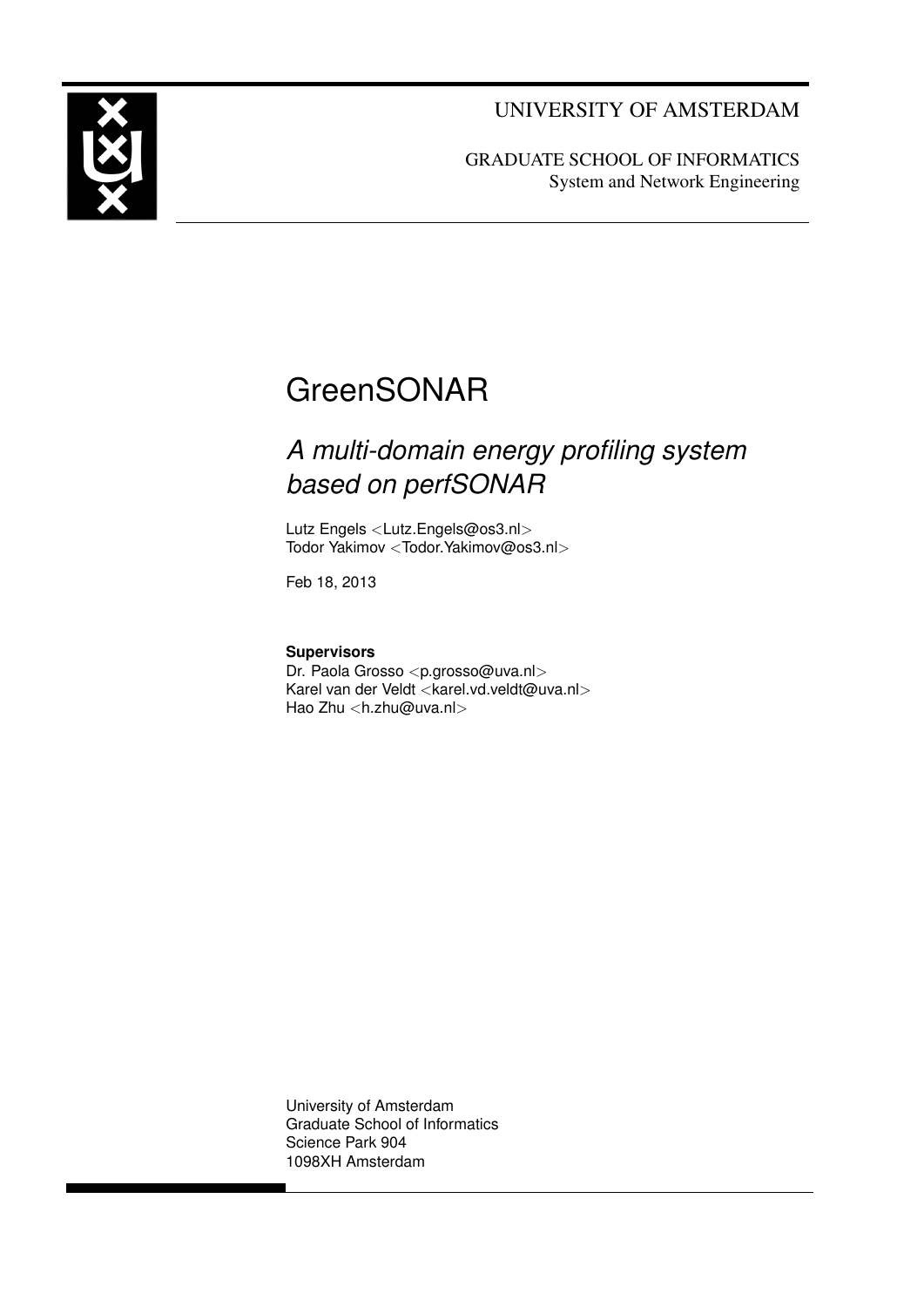UNIVERSITY OF AMSTERDAM

GRADUATE SCHOOL OF INFORMATICS
System and Network Engineering

# GreenSONAR

## *A multi-domain energy profiling system based on perfSONAR*

Lutz Engels <Lutz.Engels@os3.nl>
Todor Yakimov <Todor.Yakimov@os3.nl>

Feb 18, 2013

**Supervisors**
Dr. Paola Grosso <p.grosso@uva.nl>
Karel van der Veldt <karel.vd.veldt@uva.nl>
Hao Zhu <h.zhu@uva.nl>

University of Amsterdam
Graduate School of Informatics
Science Park 904
1098XH Amsterdam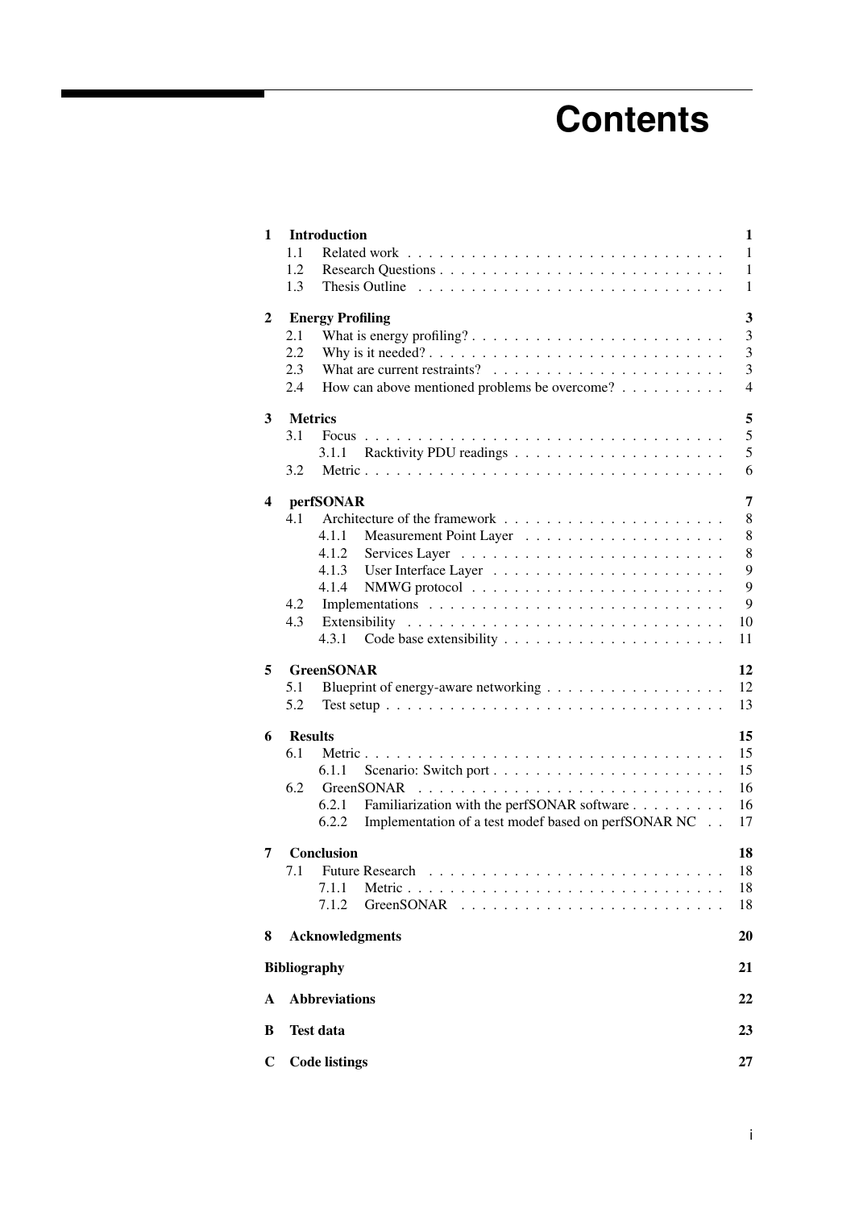# Contents

| | | |
|---|---|---|
| **1** | **Introduction** | **1** |
| 1.1 | Related work | 1 |
| 1.2 | Research Questions | 1 |
| 1.3 | Thesis Outline | 1 |
| **2** | **Energy Profiling** | **3** |
| 2.1 | What is energy profiling? | 3 |
| 2.2 | Why is it needed? | 3 |
| 2.3 | What are current restraints? | 3 |
| 2.4 | How can above mentioned problems be overcome? | 4 |
| **3** | **Metrics** | **5** |
| 3.1 | Focus | 5 |
| 3.1.1 | Racktivity PDU readings | 5 |
| 3.2 | Metric | 6 |
| **4** | **perfSONAR** | **7** |
| 4.1 | Architecture of the framework | 8 |
| 4.1.1 | Measurement Point Layer | 8 |
| 4.1.2 | Services Layer | 8 |
| 4.1.3 | User Interface Layer | 9 |
| 4.1.4 | NMWG protocol | 9 |
| 4.2 | Implementations | 9 |
| 4.3 | Extensibility | 10 |
| 4.3.1 | Code base extensibility | 11 |
| **5** | **GreenSONAR** | **12** |
| 5.1 | Blueprint of energy-aware networking | 12 |
| 5.2 | Test setup | 13 |
| **6** | **Results** | **15** |
| 6.1 | Metric | 15 |
| 6.1.1 | Scenario: Switch port | 15 |
| 6.2 | GreenSONAR | 16 |
| 6.2.1 | Familiarization with the perfSONAR software | 16 |
| 6.2.2 | Implementation of a test modef based on perfSONAR NC | 17 |
| **7** | **Conclusion** | **18** |
| 7.1 | Future Research | 18 |
| 7.1.1 | Metric | 18 |
| 7.1.2 | GreenSONAR | 18 |
| **8** | **Acknowledgments** | **20** |
| | **Bibliography** | **21** |
| **A** | **Abbreviations** | **22** |
| **B** | **Test data** | **23** |
| **C** | **Code listings** | **27** |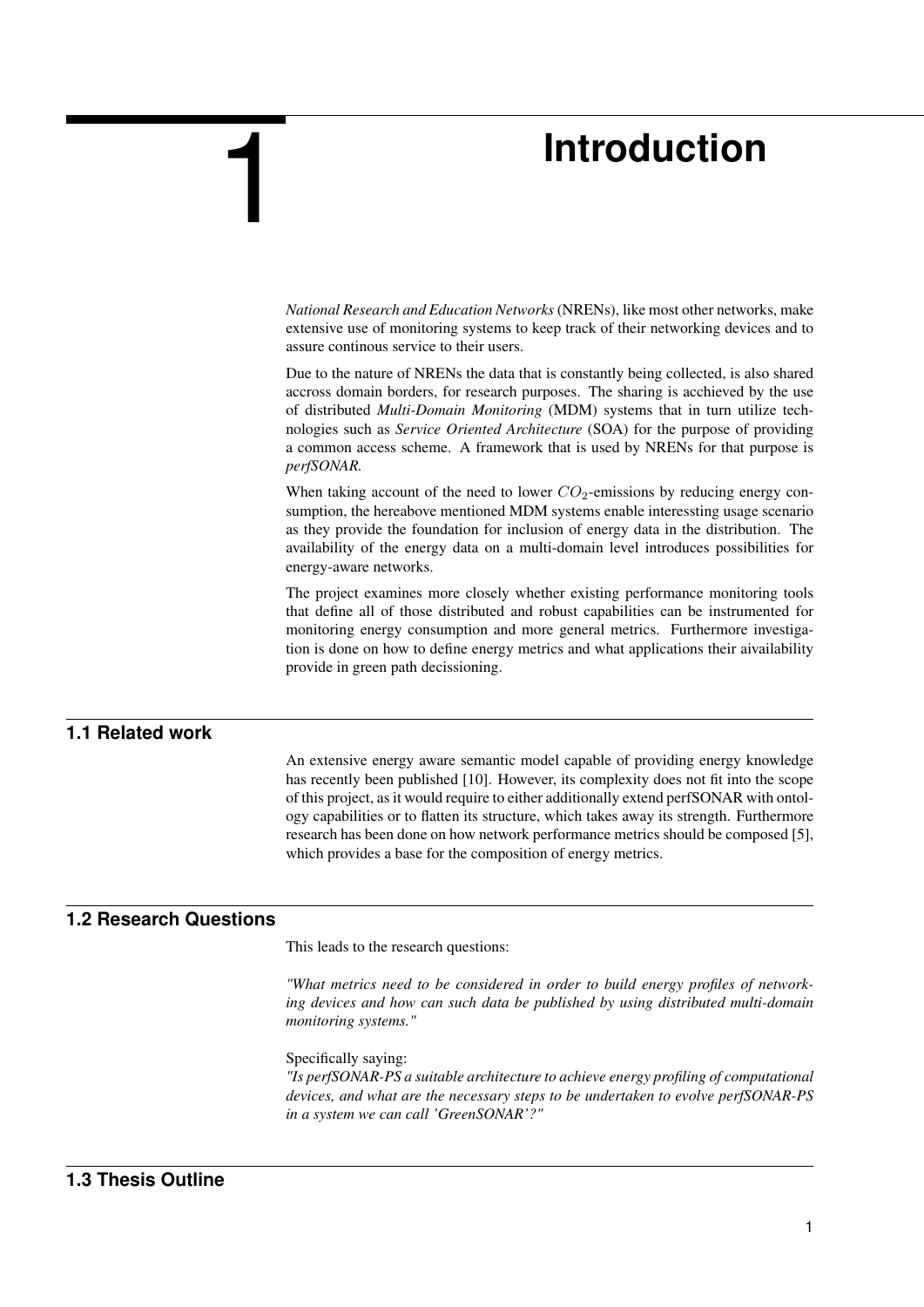# 1 Introduction

*National Research and Education Networks* (NRENs), like most other networks, make extensive use of monitoring systems to keep track of their networking devices and to assure continous service to their users.

Due to the nature of NRENs the data that is constantly being collected, is also shared accross domain borders, for research purposes. The sharing is acchieved by the use of distributed *Multi-Domain Monitoring* (MDM) systems that in turn utilize technologies such as *Service Oriented Architecture* (SOA) for the purpose of providing a common access scheme. A framework that is used by NRENs for that purpose is *perfSONAR*.

When taking account of the need to lower $CO_2$-emissions by reducing energy consumption, the hereabove mentioned MDM systems enable interessting usage scenario as they provide the foundation for inclusion of energy data in the distribution. The availability of the energy data on a multi-domain level introduces possibilities for energy-aware networks.

The project examines more closely whether existing performance monitoring tools that define all of those distributed and robust capabilities can be instrumented for monitoring energy consumption and more general metrics. Furthermore investigation is done on how to define energy metrics and what applications their aivailability provide in green path decissioning.

## 1.1 Related work

An extensive energy aware semantic model capable of providing energy knowledge has recently been published [10]. However, its complexity does not fit into the scope of this project, as it would require to either additionally extend perfSONAR with ontology capabilities or to flatten its structure, which takes away its strength. Furthermore research has been done on how network performance metrics should be composed [5], which provides a base for the composition of energy metrics.

## 1.2 Research Questions

This leads to the research questions:

*"What metrics need to be considered in order to build energy profiles of networking devices and how can such data be published by using distributed multi-domain monitoring systems."*

Specifically saying:
*"Is perfSONAR-PS a suitable architecture to achieve energy profiling of computational devices, and what are the necessary steps to be undertaken to evolve perfSONAR-PS in a system we can call 'GreenSONAR'?"*

## 1.3 Thesis Outline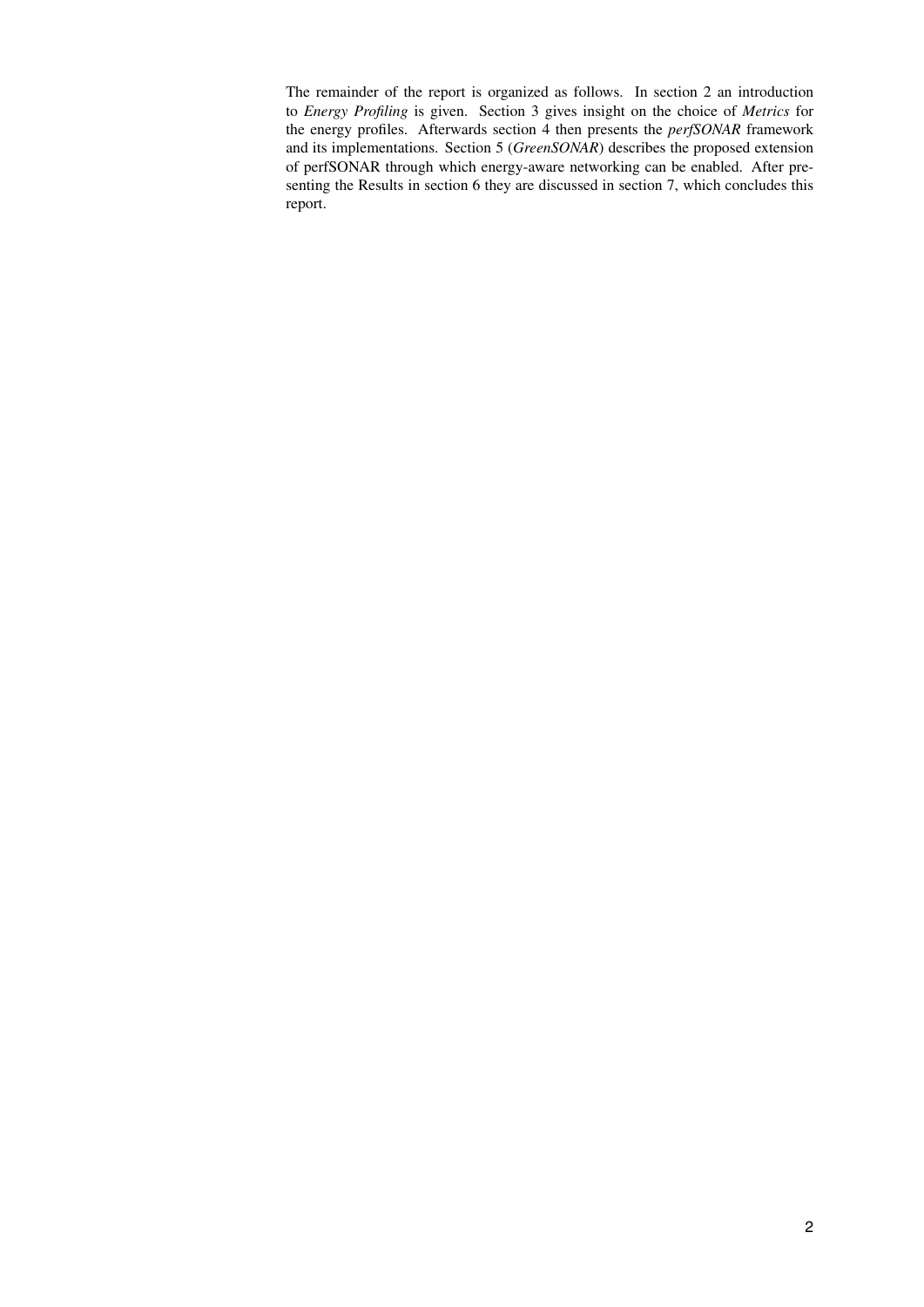The remainder of the report is organized as follows. In section 2 an introduction to *Energy Profiling* is given. Section 3 gives insight on the choice of *Metrics* for the energy profiles. Afterwards section 4 then presents the *perfSONAR* framework and its implementations. Section 5 (*GreenSONAR*) describes the proposed extension of perfSONAR through which energy-aware networking can be enabled. After presenting the Results in section 6 they are discussed in section 7, which concludes this report.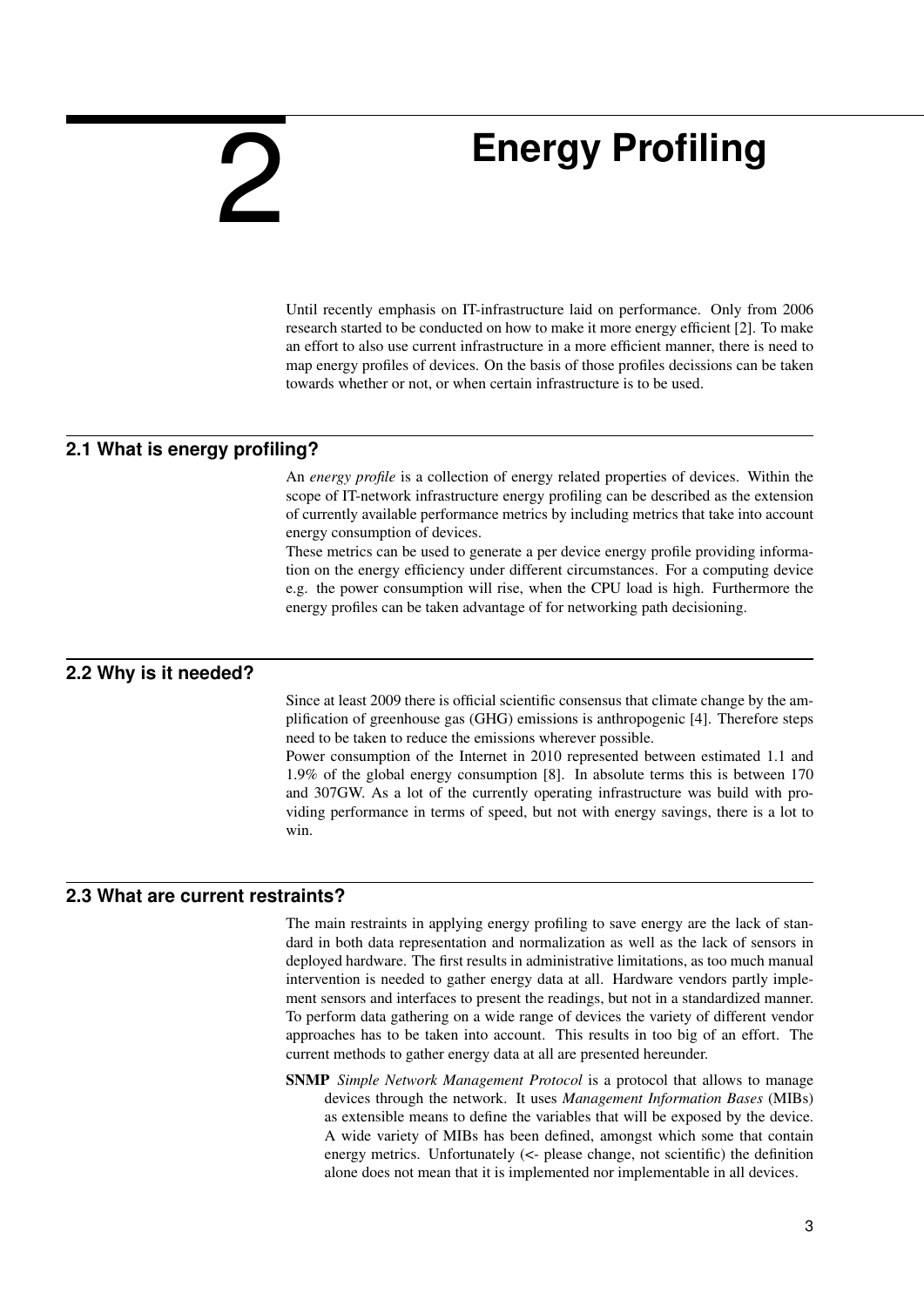# 2 Energy Profiling

Until recently emphasis on IT-infrastructure laid on performance. Only from 2006 research started to be conducted on how to make it more energy efficient [2]. To make an effort to also use current infrastructure in a more efficient manner, there is need to map energy profiles of devices. On the basis of those profiles decissions can be taken towards whether or not, or when certain infrastructure is to be used.

## 2.1 What is energy profiling?

An *energy profile* is a collection of energy related properties of devices. Within the scope of IT-network infrastructure energy profiling can be described as the extension of currently available performance metrics by including metrics that take into account energy consumption of devices.

These metrics can be used to generate a per device energy profile providing information on the energy efficiency under different circumstances. For a computing device e.g. the power consumption will rise, when the CPU load is high. Furthermore the energy profiles can be taken advantage of for networking path decisioning.

## 2.2 Why is it needed?

Since at least 2009 there is official scientific consensus that climate change by the amplification of greenhouse gas (GHG) emissions is anthropogenic [4]. Therefore steps need to be taken to reduce the emissions wherever possible.

Power consumption of the Internet in 2010 represented between estimated 1.1 and 1.9% of the global energy consumption [8]. In absolute terms this is between 170 and 307GW. As a lot of the currently operating infrastructure was build with providing performance in terms of speed, but not with energy savings, there is a lot to win.

## 2.3 What are current restraints?

The main restraints in applying energy profiling to save energy are the lack of standard in both data representation and normalization as well as the lack of sensors in deployed hardware. The first results in administrative limitations, as too much manual intervention is needed to gather energy data at all. Hardware vendors partly implement sensors and interfaces to present the readings, but not in a standardized manner. To perform data gathering on a wide range of devices the variety of different vendor approaches has to be taken into account. This results in too big of an effort. The current methods to gather energy data at all are presented hereunder.

**SNMP** *Simple Network Management Protocol* is a protocol that allows to manage devices through the network. It uses *Management Information Bases* (MIBs) as extensible means to define the variables that will be exposed by the device. A wide variety of MIBs has been defined, amongst which some that contain energy metrics. Unfortunately (<- please change, not scientific) the definition alone does not mean that it is implemented nor implementable in all devices.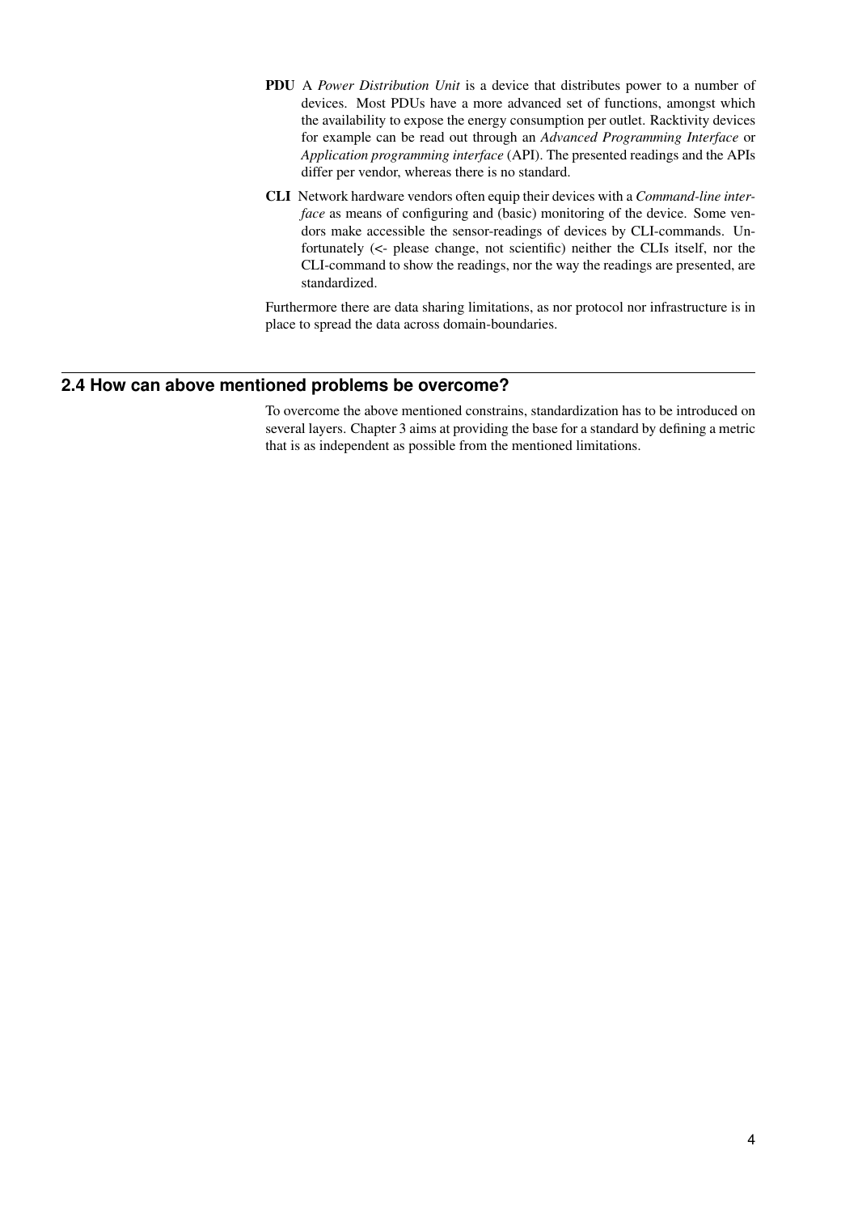**PDU** A *Power Distribution Unit* is a device that distributes power to a number of devices. Most PDUs have a more advanced set of functions, amongst which the availability to expose the energy consumption per outlet. Racktivity devices for example can be read out through an *Advanced Programming Interface* or *Application programming interface* (API). The presented readings and the APIs differ per vendor, whereas there is no standard.

**CLI** Network hardware vendors often equip their devices with a *Command-line interface* as means of configuring and (basic) monitoring of the device. Some vendors make accessible the sensor-readings of devices by CLI-commands. Unfortunately (<- please change, not scientific) neither the CLIs itself, nor the CLI-command to show the readings, nor the way the readings are presented, are standardized.

Furthermore there are data sharing limitations, as nor protocol nor infrastructure is in place to spread the data across domain-boundaries.

## 2.4 How can above mentioned problems be overcome?

To overcome the above mentioned constrains, standardization has to be introduced on several layers. Chapter 3 aims at providing the base for a standard by defining a metric that is as independent as possible from the mentioned limitations.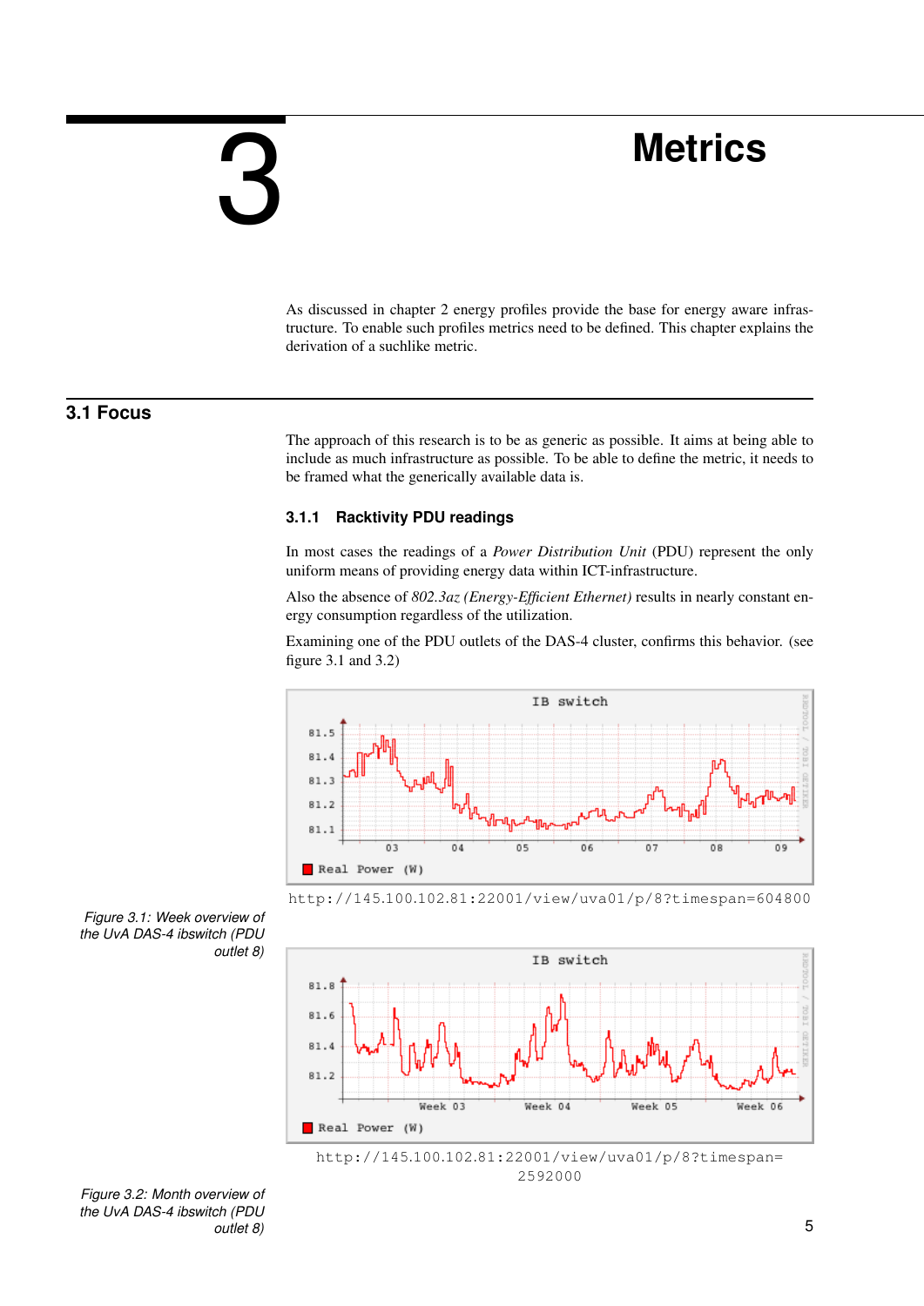# 3 Metrics

As discussed in chapter 2 energy profiles provide the base for energy aware infrastructure. To enable such profiles metrics need to be defined. This chapter explains the derivation of a suchlike metric.

## 3.1 Focus

The approach of this research is to be as generic as possible. It aims at being able to include as much infrastructure as possible. To be able to define the metric, it needs to be framed what the generically available data is.

### 3.1.1 Racktivity PDU readings

In most cases the readings of a *Power Distribution Unit* (PDU) represent the only uniform means of providing energy data within ICT-infrastructure.

Also the absence of *802.3az (Energy-Efficient Ethernet)* results in nearly constant energy consumption regardless of the utilization.

Examining one of the PDU outlets of the DAS-4 cluster, confirms this behavior. (see figure 3.1 and 3.2)

http://145.100.102.81:22001/view/uva01/p/8?timespan=604800

*Figure 3.1: Week overview of the UvA DAS-4 ibswitch (PDU outlet 8)*

http://145.100.102.81:22001/view/uva01/p/8?timespan=2592000

*Figure 3.2: Month overview of the UvA DAS-4 ibswitch (PDU outlet 8)*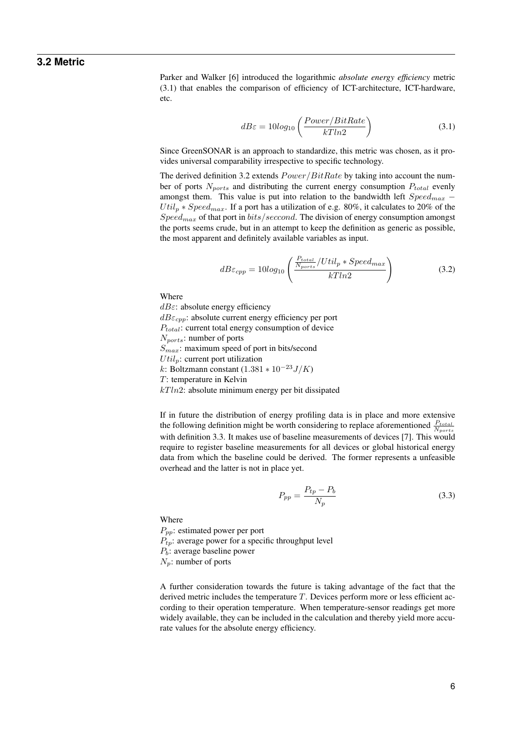## 3.2 Metric

Parker and Walker [6] introduced the logarithmic *absolute energy efficiency* metric (3.1) that enables the comparison of efficiency of ICT-architecture, ICT-hardware, etc.

$$dB\varepsilon = 10log_{10}\left(\frac{Power/BitRate}{kTln2}\right) \tag{3.1}$$

Since GreenSONAR is an approach to standardize, this metric was chosen, as it provides universal comparability irrespective to specific technology.

The derived definition 3.2 extends $Power/BitRate$ by taking into account the number of ports $N_{ports}$ and distributing the current energy consumption $P_{total}$ evenly amongst them. This value is put into relation to the bandwidth left $Speed_{max} - Util_p * Speed_{max}$. If a port has a utilization of e.g. 80%, it calculates to 20% of the $Speed_{max}$ of that port in $bits/seccond$. The division of energy consumption amongst the ports seems crude, but in an attempt to keep the definition as generic as possible, the most apparent and definitely available variables as input.

$$dB\varepsilon_{cpp} = 10log_{10}\left(\frac{\frac{P_{total}}{N_{ports}}/Util_p * Speed_{max}}{kTln2}\right) \tag{3.2}$$

Where
$dB\varepsilon$: absolute energy efficiency
$dB\varepsilon_{cpp}$: absolute current energy efficiency per port
$P_{total}$: current total energy consumption of device
$N_{ports}$: number of ports
$S_{max}$: maximum speed of port in bits/second
$Util_p$: current port utilization
$k$: Boltzmann constant $(1.381 * 10^{-23} J/K)$
$T$: temperature in Kelvin
$kTln2$: absolute minimum energy per bit dissipated

If in future the distribution of energy profiling data is in place and more extensive the following definition might be worth considering to replace aforementioned $\frac{P_{total}}{N_{ports}}$ with definition 3.3. It makes use of baseline measurements of devices [7]. This would require to register baseline measurements for all devices or global historical energy data from which the baseline could be derived. The former represents a unfeasible overhead and the latter is not in place yet.

$$P_{pp} = \frac{P_{tp} - P_b}{N_p} \tag{3.3}$$

Where
$P_{pp}$: estimated power per port
$P_{tp}$: average power for a specific throughput level
$P_b$: average baseline power
$N_p$: number of ports

A further consideration towards the future is taking advantage of the fact that the derived metric includes the temperature $T$. Devices perform more or less efficient according to their operation temperature. When temperature-sensor readings get more widely available, they can be included in the calculation and thereby yield more accurate values for the absolute energy efficiency.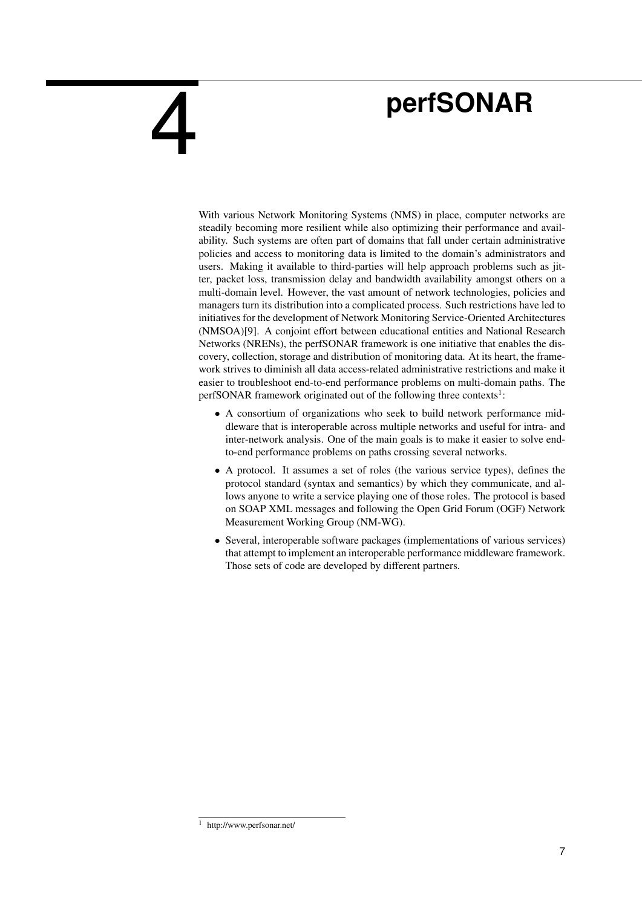# 4 perfSONAR

With various Network Monitoring Systems (NMS) in place, computer networks are steadily becoming more resilient while also optimizing their performance and availability. Such systems are often part of domains that fall under certain administrative policies and access to monitoring data is limited to the domain's administrators and users. Making it available to third-parties will help approach problems such as jitter, packet loss, transmission delay and bandwidth availability amongst others on a multi-domain level. However, the vast amount of network technologies, policies and managers turn its distribution into a complicated process. Such restrictions have led to initiatives for the development of Network Monitoring Service-Oriented Architectures (NMSOA)[9]. A conjoint effort between educational entities and National Research Networks (NRENs), the perfSONAR framework is one initiative that enables the discovery, collection, storage and distribution of monitoring data. At its heart, the framework strives to diminish all data access-related administrative restrictions and make it easier to troubleshoot end-to-end performance problems on multi-domain paths. The perfSONAR framework originated out of the following three contexts[1]:

- A consortium of organizations who seek to build network performance middleware that is interoperable across multiple networks and useful for intra- and inter-network analysis. One of the main goals is to make it easier to solve end-to-end performance problems on paths crossing several networks.
- A protocol. It assumes a set of roles (the various service types), defines the protocol standard (syntax and semantics) by which they communicate, and allows anyone to write a service playing one of those roles. The protocol is based on SOAP XML messages and following the Open Grid Forum (OGF) Network Measurement Working Group (NM-WG).
- Several, interoperable software packages (implementations of various services) that attempt to implement an interoperable performance middleware framework. Those sets of code are developed by different partners.

[1] http://www.perfsonar.net/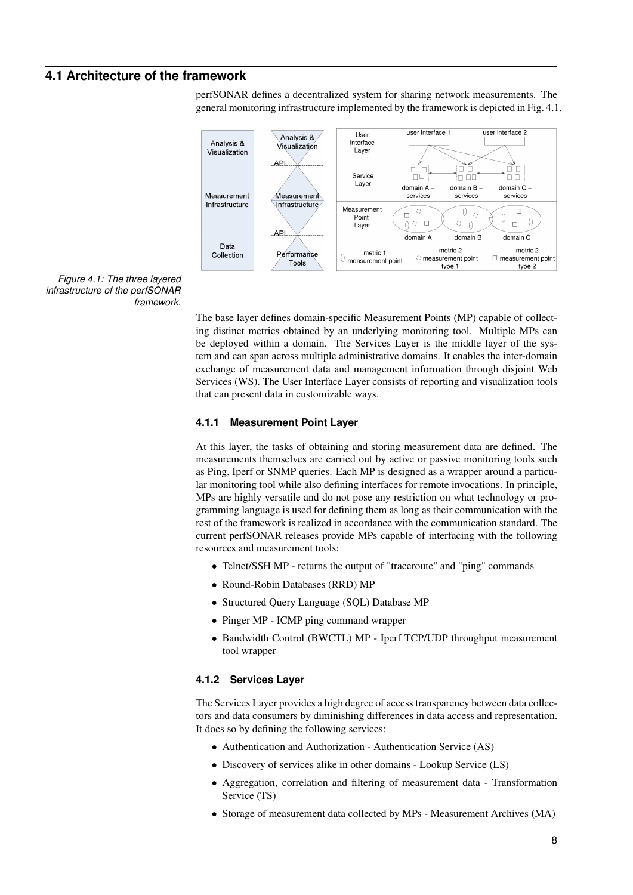## 4.1 Architecture of the framework

perfSONAR defines a decentralized system for sharing network measurements. The general monitoring infrastructure implemented by the framework is depicted in Fig. 4.1.

*Figure 4.1: The three layered infrastructure of the perfSONAR framework.*

The base layer defines domain-specific Measurement Points (MP) capable of collecting distinct metrics obtained by an underlying monitoring tool. Multiple MPs can be deployed within a domain. The Services Layer is the middle layer of the system and can span across multiple administrative domains. It enables the inter-domain exchange of measurement data and management information through disjoint Web Services (WS). The User Interface Layer consists of reporting and visualization tools that can present data in customizable ways.

### 4.1.1 Measurement Point Layer

At this layer, the tasks of obtaining and storing measurement data are defined. The measurements themselves are carried out by active or passive monitoring tools such as Ping, Iperf or SNMP queries. Each MP is designed as a wrapper around a particular monitoring tool while also defining interfaces for remote invocations. In principle, MPs are highly versatile and do not pose any restriction on what technology or programming language is used for defining them as long as their communication with the rest of the framework is realized in accordance with the communication standard. The current perfSONAR releases provide MPs capable of interfacing with the following resources and measurement tools:

- Telnet/SSH MP - returns the output of "traceroute" and "ping" commands
- Round-Robin Databases (RRD) MP
- Structured Query Language (SQL) Database MP
- Pinger MP - ICMP ping command wrapper
- Bandwidth Control (BWCTL) MP - Iperf TCP/UDP throughput measurement tool wrapper

### 4.1.2 Services Layer

The Services Layer provides a high degree of access transparency between data collectors and data consumers by diminishing differences in data access and representation. It does so by defining the following services:

- Authentication and Authorization - Authentication Service (AS)
- Discovery of services alike in other domains - Lookup Service (LS)
- Aggregation, correlation and filtering of measurement data - Transformation Service (TS)
- Storage of measurement data collected by MPs - Measurement Archives (MA)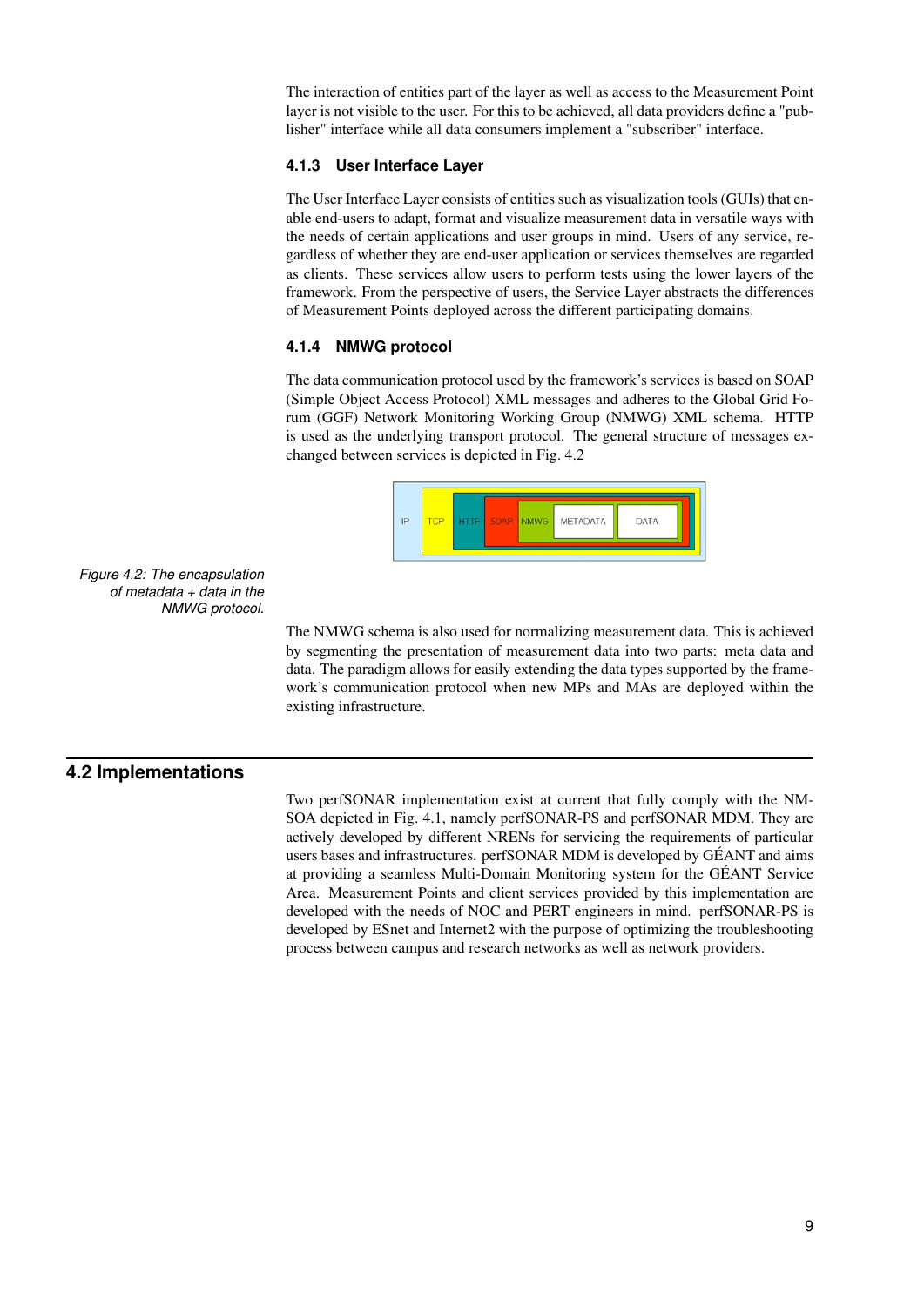The interaction of entities part of the layer as well as access to the Measurement Point layer is not visible to the user. For this to be achieved, all data providers define a "publisher" interface while all data consumers implement a "subscriber" interface.

### 4.1.3 User Interface Layer

The User Interface Layer consists of entities such as visualization tools (GUIs) that enable end-users to adapt, format and visualize measurement data in versatile ways with the needs of certain applications and user groups in mind. Users of any service, regardless of whether they are end-user application or services themselves are regarded as clients. These services allow users to perform tests using the lower layers of the framework. From the perspective of users, the Service Layer abstracts the differences of Measurement Points deployed across the different participating domains.

### 4.1.4 NMWG protocol

The data communication protocol used by the framework's services is based on SOAP (Simple Object Access Protocol) XML messages and adheres to the Global Grid Forum (GGF) Network Monitoring Working Group (NMWG) XML schema. HTTP is used as the underlying transport protocol. The general structure of messages exchanged between services is depicted in Fig. 4.2

IP | TCP | HTTP | SOAP | NMWG | METADATA | DATA

*Figure 4.2: The encapsulation of metadata + data in the NMWG protocol.*

The NMWG schema is also used for normalizing measurement data. This is achieved by segmenting the presentation of measurement data into two parts: meta data and data. The paradigm allows for easily extending the data types supported by the framework's communication protocol when new MPs and MAs are deployed within the existing infrastructure.

## 4.2 Implementations

Two perfSONAR implementation exist at current that fully comply with the NM-SOA depicted in Fig. 4.1, namely perfSONAR-PS and perfSONAR MDM. They are actively developed by different NRENs for servicing the requirements of particular users bases and infrastructures. perfSONAR MDM is developed by GÉANT and aims at providing a seamless Multi-Domain Monitoring system for the GÉANT Service Area. Measurement Points and client services provided by this implementation are developed with the needs of NOC and PERT engineers in mind. perfSONAR-PS is developed by ESnet and Internet2 with the purpose of optimizing the troubleshooting process between campus and research networks as well as network providers.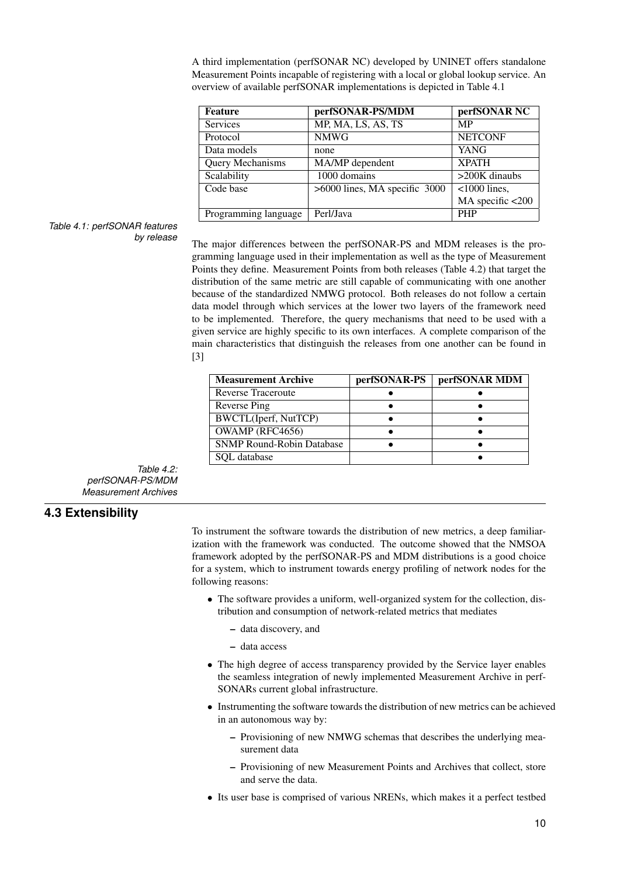A third implementation (perfSONAR NC) developed by UNINET offers standalone Measurement Points incapable of registering with a local or global lookup service. An overview of available perfSONAR implementations is depicted in Table 4.1

| Feature | perfSONAR-PS/MDM | perfSONAR NC |
|---|---|---|
| Services | MP, MA, LS, AS, TS | MP |
| Protocol | NMWG | NETCONF |
| Data models | none | YANG |
| Query Mechanisms | MA/MP dependent | XPATH |
| Scalability | 1000 domains | >200K dinaubs |
| Code base | >6000 lines, MA specific 3000 | <1000 lines, MA specific <200 |
| Programming language | Perl/Java | PHP |

*Table 4.1: perfSONAR features by release*

The major differences between the perfSONAR-PS and MDM releases is the programming language used in their implementation as well as the type of Measurement Points they define. Measurement Points from both releases (Table 4.2) that target the distribution of the same metric are still capable of communicating with one another because of the standardized NMWG protocol. Both releases do not follow a certain data model through which services at the lower two layers of the framework need to be implemented. Therefore, the query mechanisms that need to be used with a given service are highly specific to its own interfaces. A complete comparison of the main characteristics that distinguish the releases from one another can be found in [3]

| Measurement Archive | perfSONAR-PS | perfSONAR MDM |
|---|---|---|
| Reverse Traceroute | • | • |
| Reverse Ping | • | • |
| BWCTL(Iperf, NutTCP) | • | • |
| OWAMP (RFC4656) | • | • |
| SNMP Round-Robin Database | • | • |
| SQL database | | • |

*Table 4.2: perfSONAR-PS/MDM Measurement Archives*

## 4.3 Extensibility

To instrument the software towards the distribution of new metrics, a deep familiarization with the framework was conducted. The outcome showed that the NMSOA framework adopted by the perfSONAR-PS and MDM distributions is a good choice for a system, which to instrument towards energy profiling of network nodes for the following reasons:

- The software provides a uniform, well-organized system for the collection, distribution and consumption of network-related metrics that mediates
  - data discovery, and
  - data access
- The high degree of access transparency provided by the Service layer enables the seamless integration of newly implemented Measurement Archive in perfSONARs current global infrastructure.
- Instrumenting the software towards the distribution of new metrics can be achieved in an autonomous way by:
  - Provisioning of new NMWG schemas that describes the underlying measurement data
  - Provisioning of new Measurement Points and Archives that collect, store and serve the data.
- Its user base is comprised of various NRENs, which makes it a perfect testbed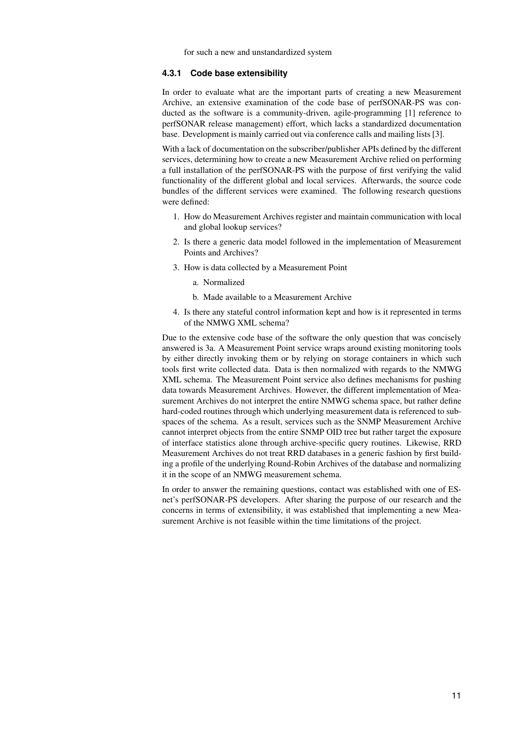for such a new and unstandardized system

### 4.3.1 Code base extensibility

In order to evaluate what are the important parts of creating a new Measurement Archive, an extensive examination of the code base of perfSONAR-PS was conducted as the software is a community-driven, agile-programming [1] reference to perfSONAR release management) effort, which lacks a standardized documentation base. Development is mainly carried out via conference calls and mailing lists [3].

With a lack of documentation on the subscriber/publisher APIs defined by the different services, determining how to create a new Measurement Archive relied on performing a full installation of the perfSONAR-PS with the purpose of first verifying the valid functionality of the different global and local services. Afterwards, the source code bundles of the different services were examined. The following research questions were defined:

1. How do Measurement Archives register and maintain communication with local and global lookup services?
2. Is there a generic data model followed in the implementation of Measurement Points and Archives?
3. How is data collected by a Measurement Point
   a. Normalized
   b. Made available to a Measurement Archive
4. Is there any stateful control information kept and how is it represented in terms of the NMWG XML schema?

Due to the extensive code base of the software the only question that was concisely answered is 3a. A Measurement Point service wraps around existing monitoring tools by either directly invoking them or by relying on storage containers in which such tools first write collected data. Data is then normalized with regards to the NMWG XML schema. The Measurement Point service also defines mechanisms for pushing data towards Measurement Archives. However, the different implementation of Measurement Archives do not interpret the entire NMWG schema space, but rather define hard-coded routines through which underlying measurement data is referenced to subspaces of the schema. As a result, services such as the SNMP Measurement Archive cannot interpret objects from the entire SNMP OID tree but rather target the exposure of interface statistics alone through archive-specific query routines. Likewise, RRD Measurement Archives do not treat RRD databases in a generic fashion by first building a profile of the underlying Round-Robin Archives of the database and normalizing it in the scope of an NMWG measurement schema.

In order to answer the remaining questions, contact was established with one of ESnet's perfSONAR-PS developers. After sharing the purpose of our research and the concerns in terms of extensibility, it was established that implementing a new Measurement Archive is not feasible within the time limitations of the project.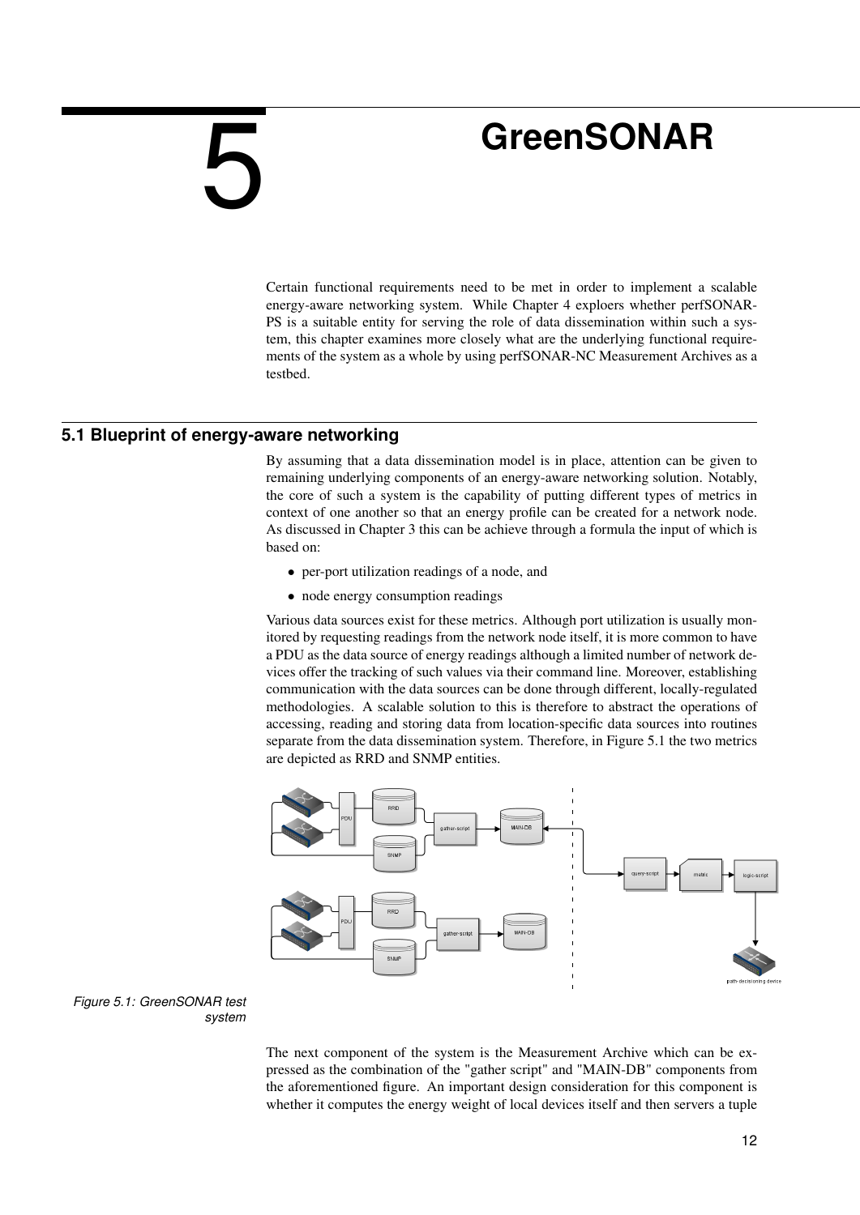// 5 GreenSONAR

Certain functional requirements need to be met in order to implement a scalable energy-aware networking system. While Chapter 4 exploers whether perfSONAR-PS is a suitable entity for serving the role of data dissemination within such a system, this chapter examines more closely what are the underlying functional requirements of the system as a whole by using perfSONAR-NC Measurement Archives as a testbed.

## 5.1 Blueprint of energy-aware networking

By assuming that a data dissemination model is in place, attention can be given to remaining underlying components of an energy-aware networking solution. Notably, the core of such a system is the capability of putting different types of metrics in context of one another so that an energy profile can be created for a network node. As discussed in Chapter 3 this can be achieve through a formula the input of which is based on:

- per-port utilization readings of a node, and
- node energy consumption readings

Various data sources exist for these metrics. Although port utilization is usually monitored by requesting readings from the network node itself, it is more common to have a PDU as the data source of energy readings although a limited number of network devices offer the tracking of such values via their command line. Moreover, establishing communication with the data sources can be done through different, locally-regulated methodologies. A scalable solution to this is therefore to abstract the operations of accessing, reading and storing data from location-specific data sources into routines separate from the data dissemination system. Therefore, in Figure 5.1 the two metrics are depicted as RRD and SNMP entities.

*Figure 5.1: GreenSONAR test system*

The next component of the system is the Measurement Archive which can be expressed as the combination of the "gather script" and "MAIN-DB" components from the aforementioned figure. An important design consideration for this component is whether it computes the energy weight of local devices itself and then servers a tuple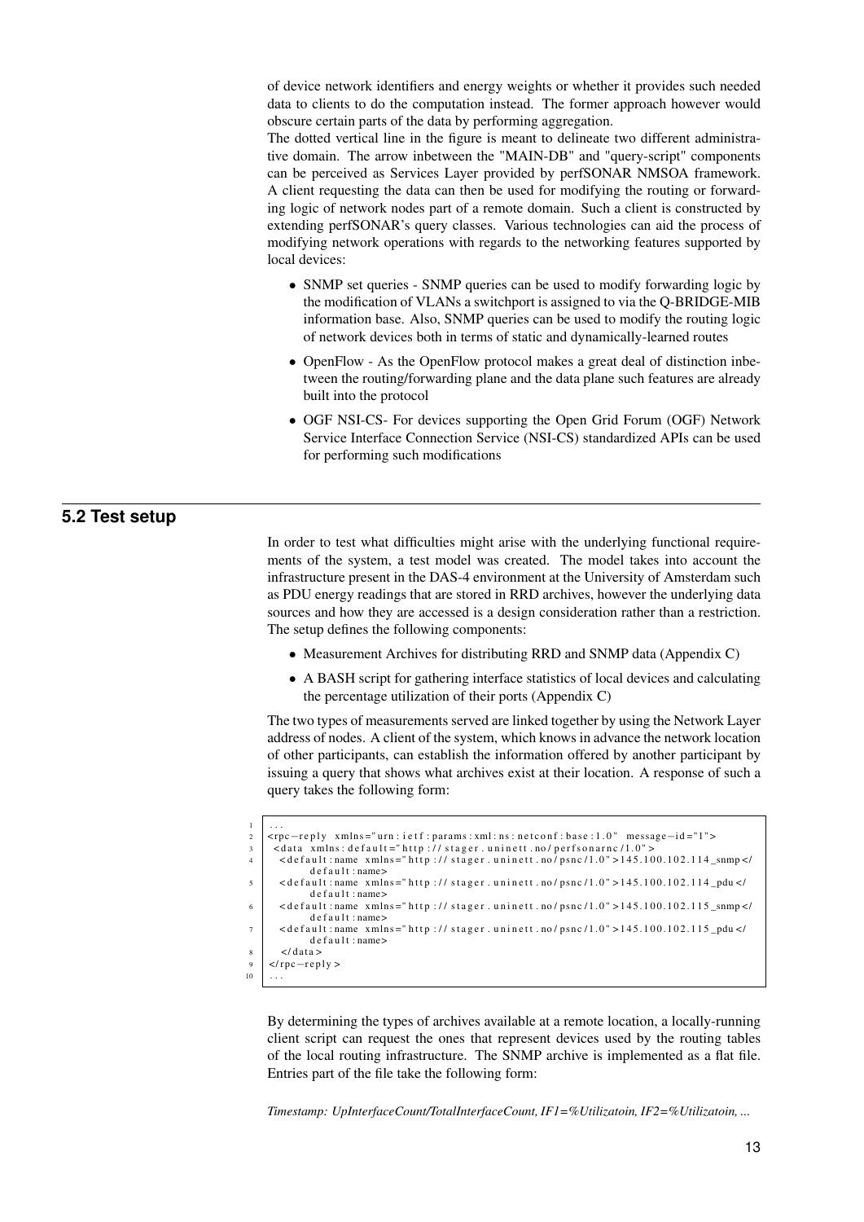of device network identifiers and energy weights or whether it provides such needed data to clients to do the computation instead. The former approach however would obscure certain parts of the data by performing aggregation.
The dotted vertical line in the figure is meant to delineate two different administrative domain. The arrow inbetween the "MAIN-DB" and "query-script" components can be perceived as Services Layer provided by perfSONAR NMSOA framework. A client requesting the data can then be used for modifying the routing or forwarding logic of network nodes part of a remote domain. Such a client is constructed by extending perfSONAR's query classes. Various technologies can aid the process of modifying network operations with regards to the networking features supported by local devices:

- SNMP set queries - SNMP queries can be used to modify forwarding logic by the modification of VLANs a switchport is assigned to via the Q-BRIDGE-MIB information base. Also, SNMP queries can be used to modify the routing logic of network devices both in terms of static and dynamically-learned routes
- OpenFlow - As the OpenFlow protocol makes a great deal of distinction inbetween the routing/forwarding plane and the data plane such features are already built into the protocol
- OGF NSI-CS- For devices supporting the Open Grid Forum (OGF) Network Service Interface Connection Service (NSI-CS) standardized APIs can be used for performing such modifications

## 5.2 Test setup

In order to test what difficulties might arise with the underlying functional requirements of the system, a test model was created. The model takes into account the infrastructure present in the DAS-4 environment at the University of Amsterdam such as PDU energy readings that are stored in RRD archives, however the underlying data sources and how they are accessed is a design consideration rather than a restriction. The setup defines the following components:

- Measurement Archives for distributing RRD and SNMP data (Appendix C)
- A BASH script for gathering interface statistics of local devices and calculating the percentage utilization of their ports (Appendix C)

The two types of measurements served are linked together by using the Network Layer address of nodes. A client of the system, which knows in advance the network location of other participants, can establish the information offered by another participant by issuing a query that shows what archives exist at their location. A response of such a query takes the following form:

```
...
<rpc-reply  xmlns="urn:ietf:params:xml:ns:netconf:base:1.0"  message-id="1">
 <data  xmlns:default="http://stager.uninett.no/perfsonarnc/1.0">
   <default:name xmlns="http://stager.uninett.no/psnc/1.0">145.100.102.114_snmp</default:name>
   <default:name xmlns="http://stager.uninett.no/psnc/1.0">145.100.102.114_pdu</default:name>
   <default:name xmlns="http://stager.uninett.no/psnc/1.0">145.100.102.115_snmp</default:name>
   <default:name xmlns="http://stager.uninett.no/psnc/1.0">145.100.102.115_pdu</default:name>
  </data>
</rpc-reply>
...
```

By determining the types of archives available at a remote location, a locally-running client script can request the ones that represent devices used by the routing tables of the local routing infrastructure. The SNMP archive is implemented as a flat file. Entries part of the file take the following form:

*Timestamp: UpInterfaceCount/TotalInterfaceCount, IF1=%Utilizatoin, IF2=%Utilizatoin, ...*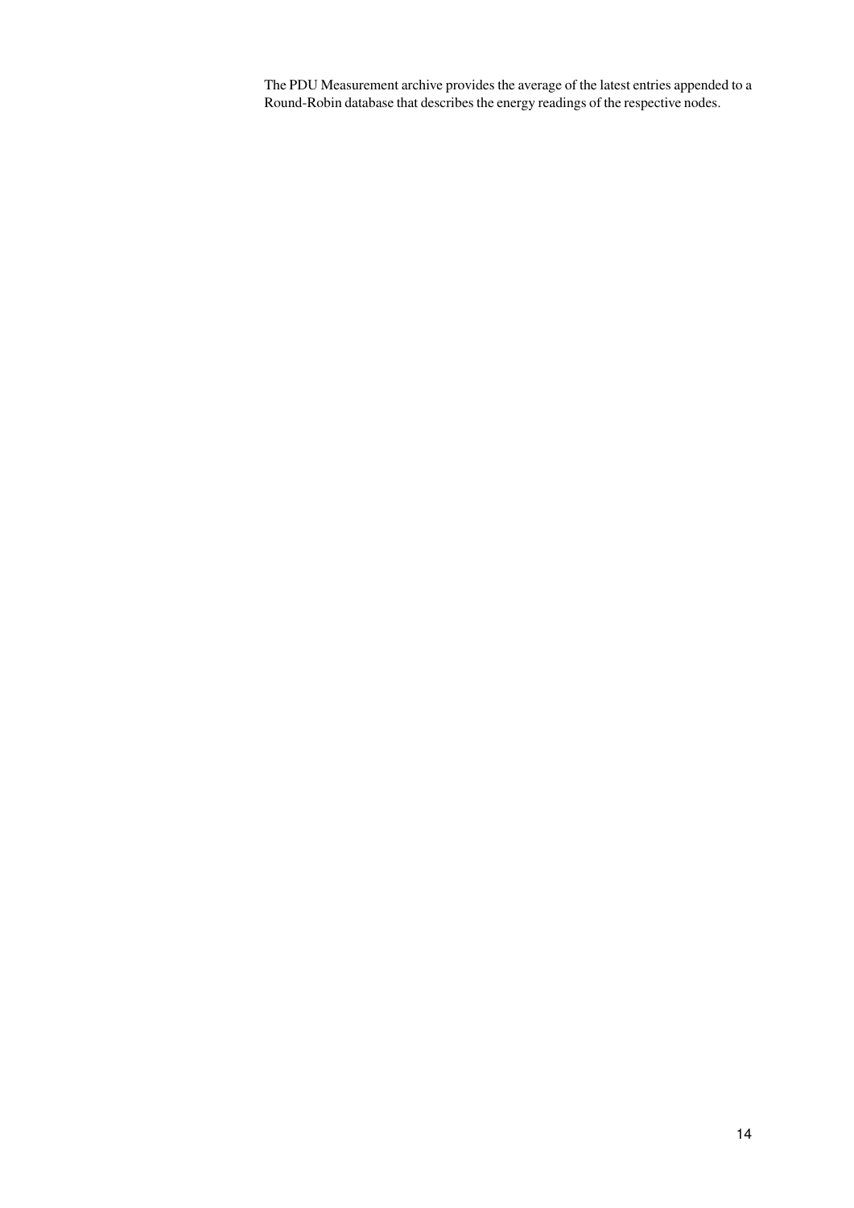The PDU Measurement archive provides the average of the latest entries appended to a Round-Robin database that describes the energy readings of the respective nodes.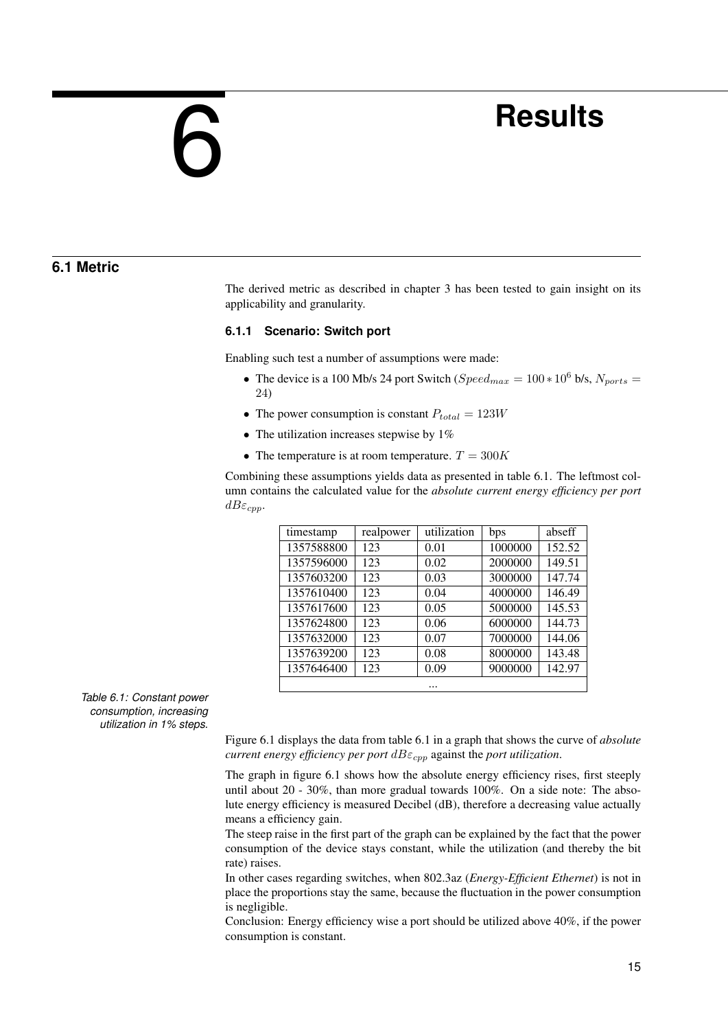# 6 Results

## 6.1 Metric

The derived metric as described in chapter 3 has been tested to gain insight on its applicability and granularity.

### 6.1.1 Scenario: Switch port

Enabling such test a number of assumptions were made:

- The device is a 100 Mb/s 24 port Switch ($Speed_{max} = 100 * 10^6$ b/s, $N_{ports} = 24$)
- The power consumption is constant $P_{total} = 123W$
- The utilization increases stepwise by $1\%$
- The temperature is at room temperature. $T = 300K$

Combining these assumptions yields data as presented in table 6.1. The leftmost column contains the calculated value for the *absolute current energy efficiency per port* $dB\varepsilon_{cpp}$.

| timestamp | realpower | utilization | bps | abseff |
| --- | --- | --- | --- | --- |
| 1357588800 | 123 | 0.01 | 1000000 | 152.52 |
| 1357596000 | 123 | 0.02 | 2000000 | 149.51 |
| 1357603200 | 123 | 0.03 | 3000000 | 147.74 |
| 1357610400 | 123 | 0.04 | 4000000 | 146.49 |
| 1357617600 | 123 | 0.05 | 5000000 | 145.53 |
| 1357624800 | 123 | 0.06 | 6000000 | 144.73 |
| 1357632000 | 123 | 0.07 | 7000000 | 144.06 |
| 1357639200 | 123 | 0.08 | 8000000 | 143.48 |
| 1357646400 | 123 | 0.09 | 9000000 | 142.97 |
| ... | | | | |

*Table 6.1: Constant power consumption, increasing utilization in 1% steps.*

Figure 6.1 displays the data from table 6.1 in a graph that shows the curve of *absolute current energy efficiency per port* $dB\varepsilon_{cpp}$ against the *port utilization*.

The graph in figure 6.1 shows how the absolute energy efficiency rises, first steeply until about 20 - 30%, than more gradual towards 100%. On a side note: The absolute energy efficiency is measured Decibel (dB), therefore a decreasing value actually means a efficiency gain.

The steep raise in the first part of the graph can be explained by the fact that the power consumption of the device stays constant, while the utilization (and thereby the bit rate) raises.

In other cases regarding switches, when 802.3az (*Energy-Efficient Ethernet*) is not in place the proportions stay the same, because the fluctuation in the power consumption is negligible.

Conclusion: Energy efficiency wise a port should be utilized above 40%, if the power consumption is constant.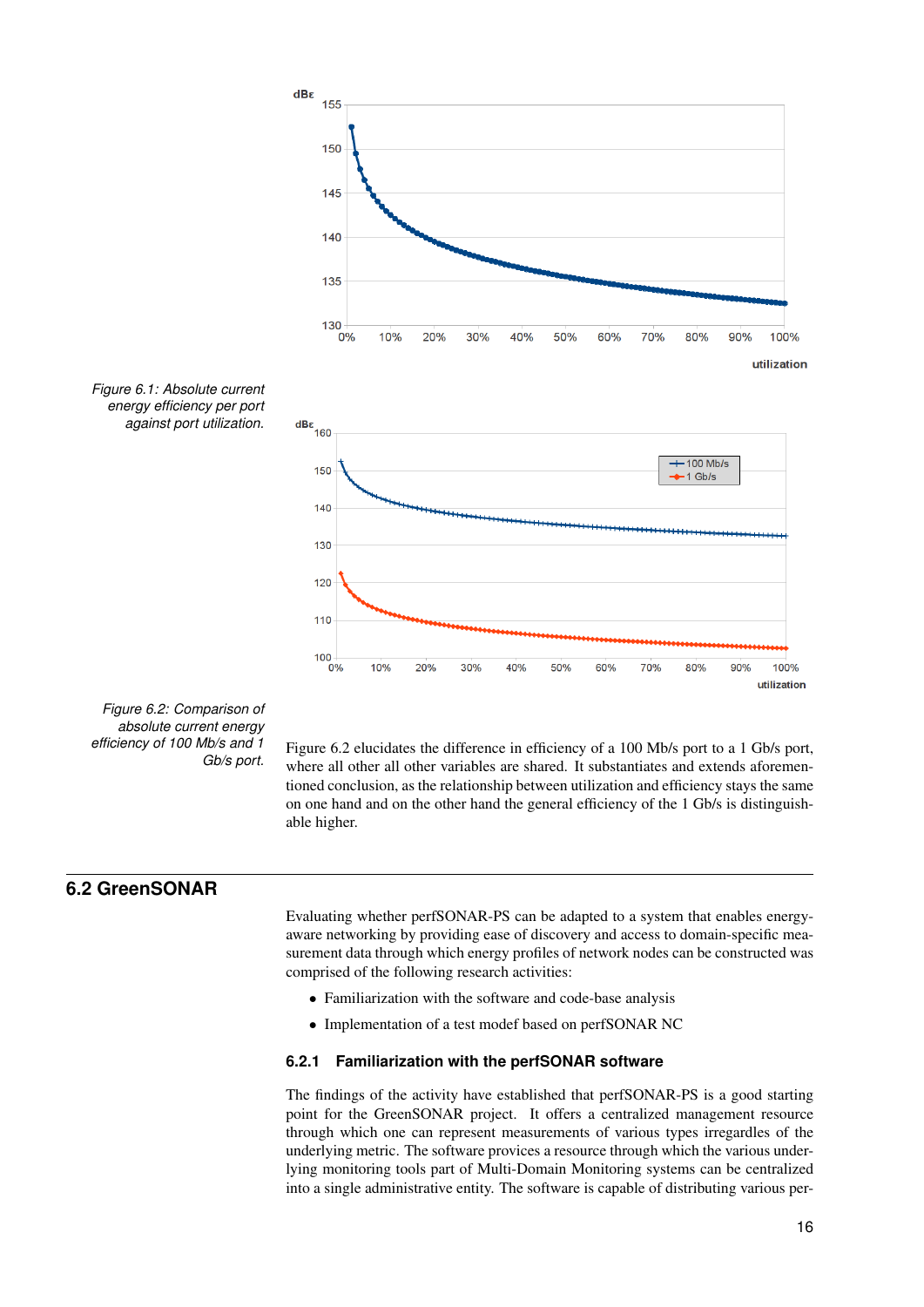Figure 6.1: Absolute current energy efficiency per port against port utilization.

Figure 6.2: Comparison of absolute current energy efficiency of 100 Mb/s and 1 Gb/s port.

Figure 6.2 elucidates the difference in efficiency of a 100 Mb/s port to a 1 Gb/s port, where all other all other variables are shared. It substantiates and extends aforementioned conclusion, as the relationship between utilization and efficiency stays the same on one hand and on the other hand the general efficiency of the 1 Gb/s is distinguishable higher.

## 6.2 GreenSONAR

Evaluating whether perfSONAR-PS can be adapted to a system that enables energy-aware networking by providing ease of discovery and access to domain-specific measurement data through which energy profiles of network nodes can be constructed was comprised of the following research activities:

- Familiarization with the software and code-base analysis
- Implementation of a test modef based on perfSONAR NC

### 6.2.1 Familiarization with the perfSONAR software

The findings of the activity have established that perfSONAR-PS is a good starting point for the GreenSONAR project. It offers a centralized management resource through which one can represent measurements of various types irregardles of the underlying metric. The software provices a resource through which the various underlying monitoring tools part of Multi-Domain Monitoring systems can be centralized into a single administrative entity. The software is capable of distributing various per-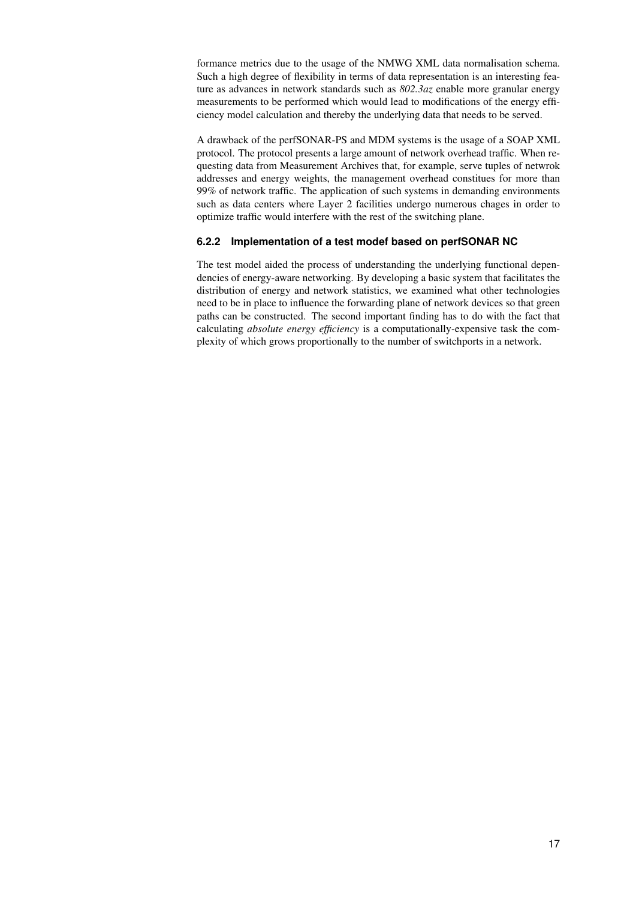formance metrics due to the usage of the NMWG XML data normalisation schema. Such a high degree of flexibility in terms of data representation is an interesting feature as advances in network standards such as *802.3az* enable more granular energy measurements to be performed which would lead to modifications of the energy efficiency model calculation and thereby the underlying data that needs to be served.

A drawback of the perfSONAR-PS and MDM systems is the usage of a SOAP XML protocol. The protocol presents a large amount of network overhead traffic. When requesting data from Measurement Archives that, for example, serve tuples of netwrok addresses and energy weights, the management overhead constitues for more than 99% of network traffic. The application of such systems in demanding environments such as data centers where Layer 2 facilities undergo numerous chages in order to optimize traffic would interfere with the rest of the switching plane.

### 6.2.2 Implementation of a test modef based on perfSONAR NC

The test model aided the process of understanding the underlying functional dependencies of energy-aware networking. By developing a basic system that facilitates the distribution of energy and network statistics, we examined what other technologies need to be in place to influence the forwarding plane of network devices so that green paths can be constructed. The second important finding has to do with the fact that calculating *absolute energy efficiency* is a computationally-expensive task the complexity of which grows proportionally to the number of switchports in a network.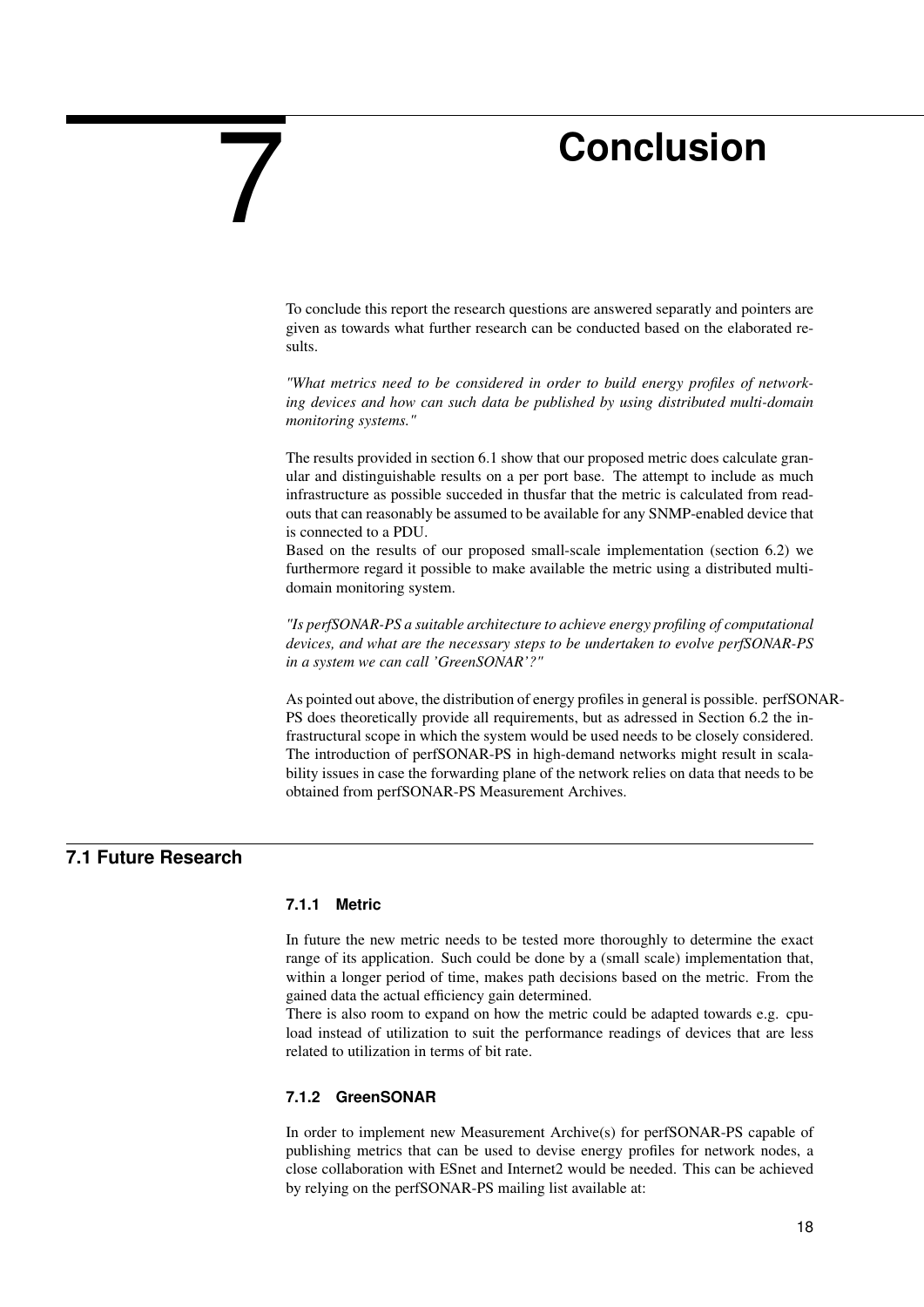# 7 Conclusion

To conclude this report the research questions are answered separatly and pointers are given as towards what further research can be conducted based on the elaborated results.

*"What metrics need to be considered in order to build energy profiles of networking devices and how can such data be published by using distributed multi-domain monitoring systems."*

The results provided in section 6.1 show that our proposed metric does calculate granular and distinguishable results on a per port base. The attempt to include as much infrastructure as possible succeded in thusfar that the metric is calculated from readouts that can reasonably be assumed to be available for any SNMP-enabled device that is connected to a PDU.
Based on the results of our proposed small-scale implementation (section 6.2) we furthermore regard it possible to make available the metric using a distributed multi-domain monitoring system.

*"Is perfSONAR-PS a suitable architecture to achieve energy profiling of computational devices, and what are the necessary steps to be undertaken to evolve perfSONAR-PS in a system we can call 'GreenSONAR'?"*

As pointed out above, the distribution of energy profiles in general is possible. perfSONAR-PS does theoretically provide all requirements, but as adressed in Section 6.2 the infrastructural scope in which the system would be used needs to be closely considered. The introduction of perfSONAR-PS in high-demand networks might result in scalability issues in case the forwarding plane of the network relies on data that needs to be obtained from perfSONAR-PS Measurement Archives.

## 7.1 Future Research

### 7.1.1 Metric

In future the new metric needs to be tested more thoroughly to determine the exact range of its application. Such could be done by a (small scale) implementation that, within a longer period of time, makes path decisions based on the metric. From the gained data the actual efficiency gain determined.
There is also room to expand on how the metric could be adapted towards e.g. cpu-load instead of utilization to suit the performance readings of devices that are less related to utilization in terms of bit rate.

### 7.1.2 GreenSONAR

In order to implement new Measurement Archive(s) for perfSONAR-PS capable of publishing metrics that can be used to devise energy profiles for network nodes, a close collaboration with ESnet and Internet2 would be needed. This can be achieved by relying on the perfSONAR-PS mailing list available at: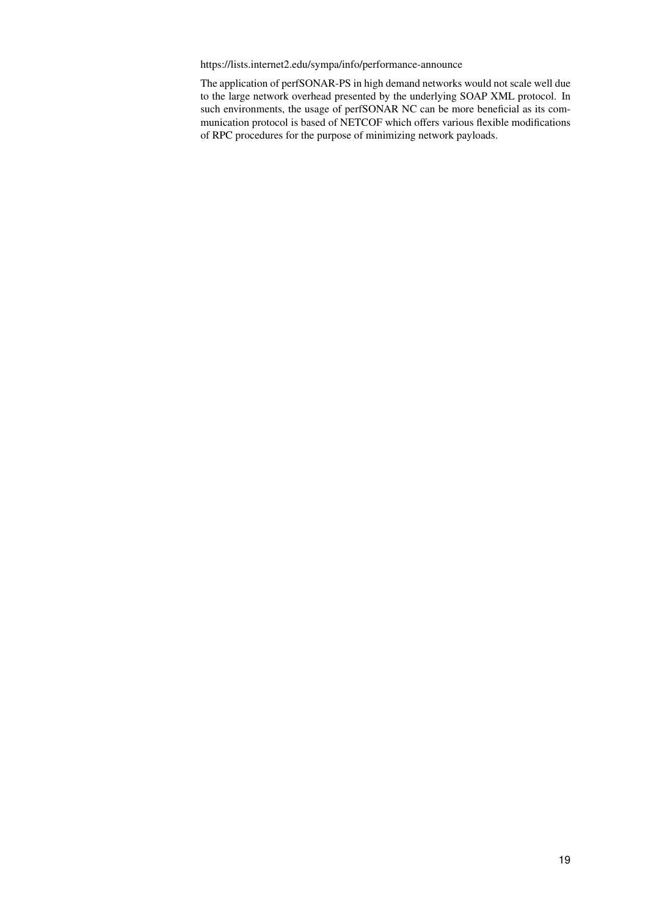https://lists.internet2.edu/sympa/info/performance-announce

The application of perfSONAR-PS in high demand networks would not scale well due to the large network overhead presented by the underlying SOAP XML protocol. In such environments, the usage of perfSONAR NC can be more beneficial as its communication protocol is based of NETCOF which offers various flexible modifications of RPC procedures for the purpose of minimizing network payloads.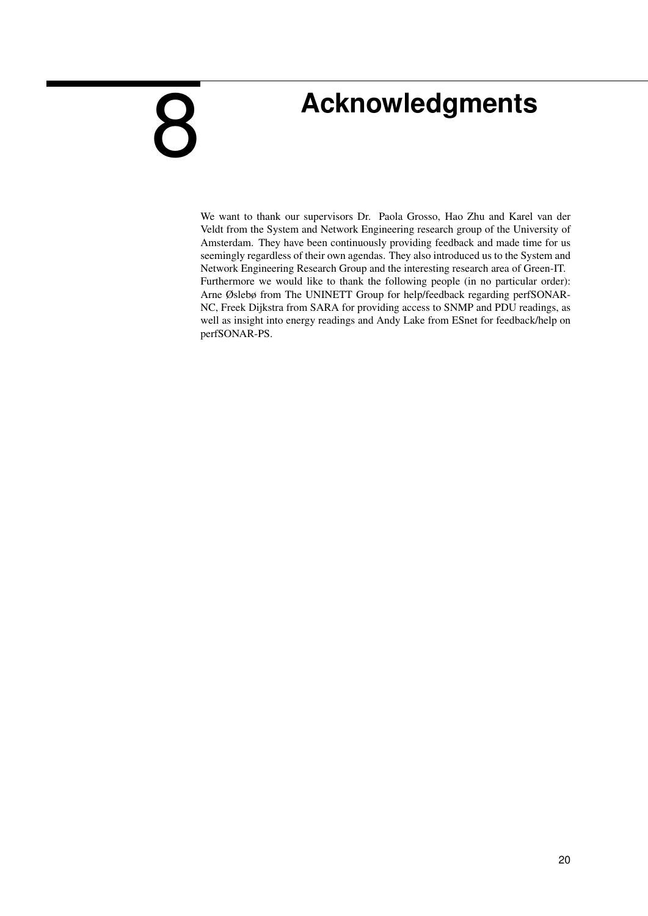# 8 Acknowledgments

We want to thank our supervisors Dr. Paola Grosso, Hao Zhu and Karel van der Veldt from the System and Network Engineering research group of the University of Amsterdam. They have been continuously providing feedback and made time for us seemingly regardless of their own agendas. They also introduced us to the System and Network Engineering Research Group and the interesting research area of Green-IT.
Furthermore we would like to thank the following people (in no particular order): Arne Øslebø from The UNINETT Group for help/feedback regarding perfSONAR-NC, Freek Dijkstra from SARA for providing access to SNMP and PDU readings, as well as insight into energy readings and Andy Lake from ESnet for feedback/help on perfSONAR-PS.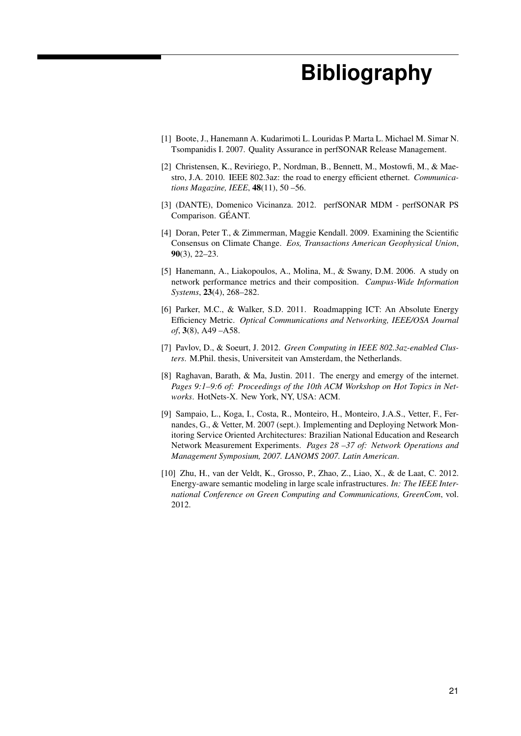# Bibliography

[1] Boote, J., Hanemann A. Kudarimoti L. Louridas P. Marta L. Michael M. Simar N. Tsompanidis I. 2007. Quality Assurance in perfSONAR Release Management.

[2] Christensen, K., Reviriego, P., Nordman, B., Bennett, M., Mostowfi, M., & Maestro, J.A. 2010. IEEE 802.3az: the road to energy efficient ethernet. *Communications Magazine, IEEE*, **48**(11), 50 –56.

[3] (DANTE), Domenico Vicinanza. 2012. perfSONAR MDM - perfSONAR PS Comparison. GÉANT.

[4] Doran, Peter T., & Zimmerman, Maggie Kendall. 2009. Examining the Scientific Consensus on Climate Change. *Eos, Transactions American Geophysical Union*, **90**(3), 22–23.

[5] Hanemann, A., Liakopoulos, A., Molina, M., & Swany, D.M. 2006. A study on network performance metrics and their composition. *Campus-Wide Information Systems*, **23**(4), 268–282.

[6] Parker, M.C., & Walker, S.D. 2011. Roadmapping ICT: An Absolute Energy Efficiency Metric. *Optical Communications and Networking, IEEE/OSA Journal of*, **3**(8), A49 –A58.

[7] Pavlov, D., & Soeurt, J. 2012. *Green Computing in IEEE 802.3az-enabled Clusters*. M.Phil. thesis, Universiteit van Amsterdam, the Netherlands.

[8] Raghavan, Barath, & Ma, Justin. 2011. The energy and emergy of the internet. *Pages 9:1–9:6 of: Proceedings of the 10th ACM Workshop on Hot Topics in Networks*. HotNets-X. New York, NY, USA: ACM.

[9] Sampaio, L., Koga, I., Costa, R., Monteiro, H., Monteiro, J.A.S., Vetter, F., Fernandes, G., & Vetter, M. 2007 (sept.). Implementing and Deploying Network Monitoring Service Oriented Architectures: Brazilian National Education and Research Network Measurement Experiments. *Pages 28 –37 of: Network Operations and Management Symposium, 2007. LANOMS 2007. Latin American*.

[10] Zhu, H., van der Veldt, K., Grosso, P., Zhao, Z., Liao, X., & de Laat, C. 2012. Energy-aware semantic modeling in large scale infrastructures. *In: The IEEE International Conference on Green Computing and Communications, GreenCom*, vol. 2012.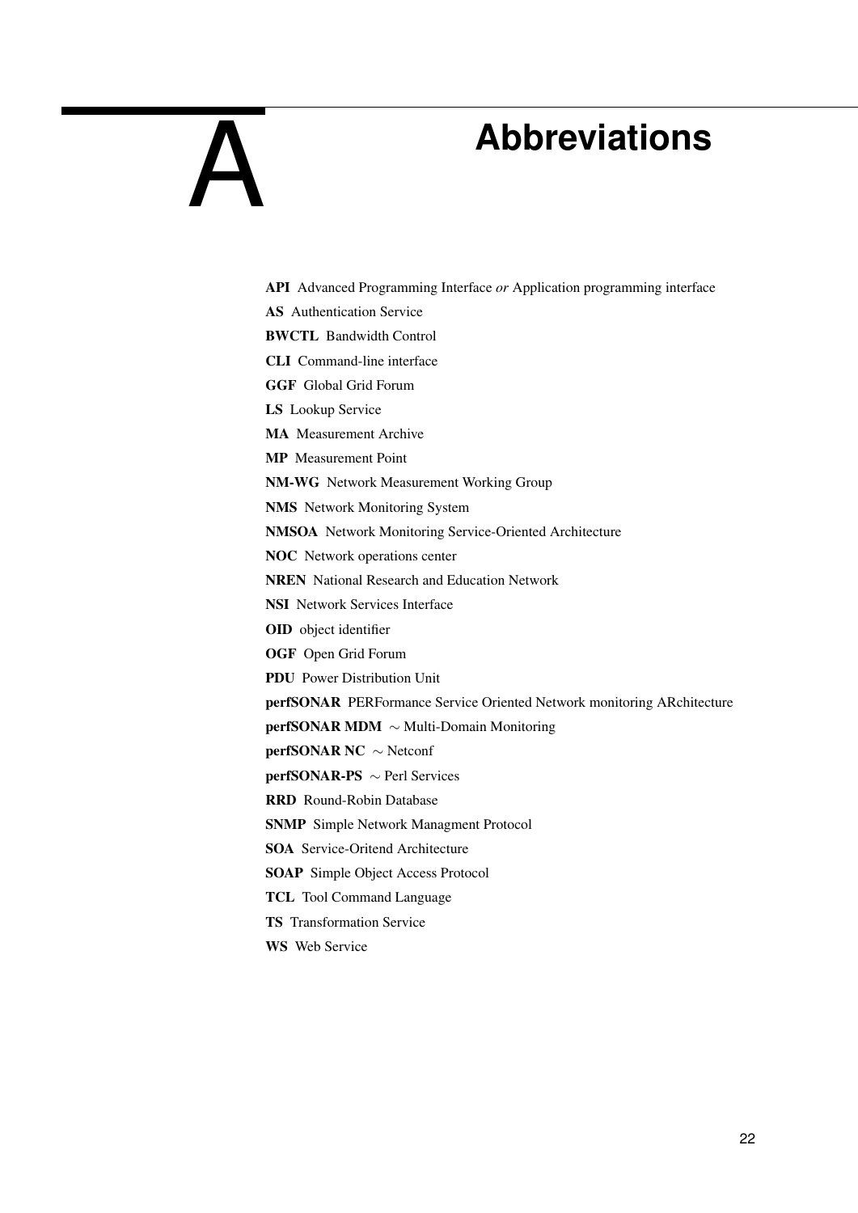# A Abbreviations

**API** Advanced Programming Interface *or* Application programming interface

**AS** Authentication Service

**BWCTL** Bandwidth Control

**CLI** Command-line interface

**GGF** Global Grid Forum

**LS** Lookup Service

**MA** Measurement Archive

**MP** Measurement Point

**NM-WG** Network Measurement Working Group

**NMS** Network Monitoring System

**NMSOA** Network Monitoring Service-Oriented Architecture

**NOC** Network operations center

**NREN** National Research and Education Network

**NSI** Network Services Interface

**OID** object identifier

**OGF** Open Grid Forum

**PDU** Power Distribution Unit

**perfSONAR** PERFormance Service Oriented Network monitoring ARchitecture

**perfSONAR MDM** ∼ Multi-Domain Monitoring

**perfSONAR NC** ∼ Netconf

**perfSONAR-PS** ∼ Perl Services

**RRD** Round-Robin Database

**SNMP** Simple Network Managment Protocol

**SOA** Service-Oritend Architecture

**SOAP** Simple Object Access Protocol

**TCL** Tool Command Language

**TS** Transformation Service

**WS** Web Service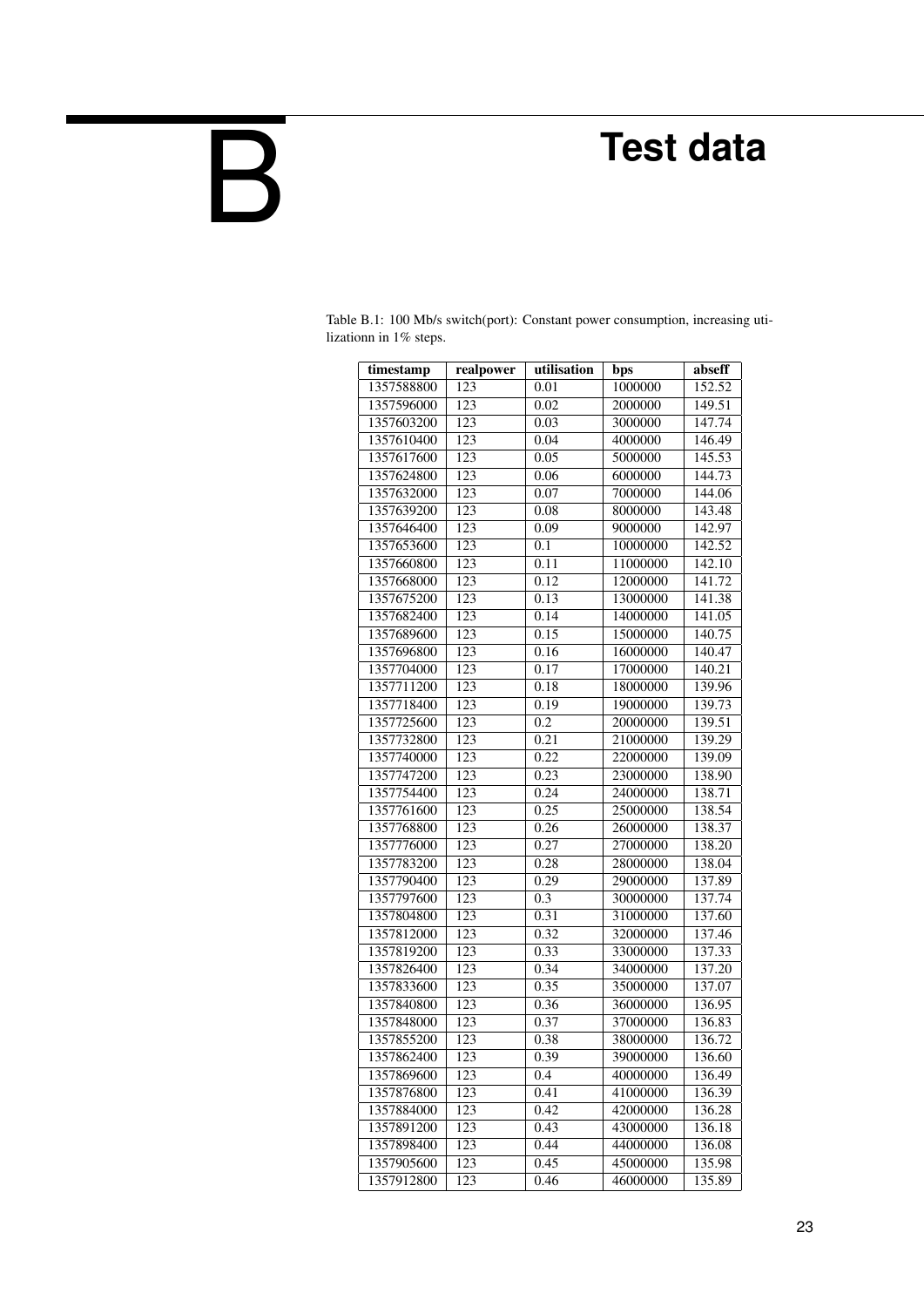#  B Test data

Table B.1: 100 Mb/s switch(port): Constant power consumption, increasing utilizationn in 1% steps.

| timestamp | realpower | utilisation | bps | abseff |
|---|---|---|---|---|
| 1357588800 | 123 | 0.01 | 1000000 | 152.52 |
| 1357596000 | 123 | 0.02 | 2000000 | 149.51 |
| 1357603200 | 123 | 0.03 | 3000000 | 147.74 |
| 1357610400 | 123 | 0.04 | 4000000 | 146.49 |
| 1357617600 | 123 | 0.05 | 5000000 | 145.53 |
| 1357624800 | 123 | 0.06 | 6000000 | 144.73 |
| 1357632000 | 123 | 0.07 | 7000000 | 144.06 |
| 1357639200 | 123 | 0.08 | 8000000 | 143.48 |
| 1357646400 | 123 | 0.09 | 9000000 | 142.97 |
| 1357653600 | 123 | 0.1 | 10000000 | 142.52 |
| 1357660800 | 123 | 0.11 | 11000000 | 142.10 |
| 1357668000 | 123 | 0.12 | 12000000 | 141.72 |
| 1357675200 | 123 | 0.13 | 13000000 | 141.38 |
| 1357682400 | 123 | 0.14 | 14000000 | 141.05 |
| 1357689600 | 123 | 0.15 | 15000000 | 140.75 |
| 1357696800 | 123 | 0.16 | 16000000 | 140.47 |
| 1357704000 | 123 | 0.17 | 17000000 | 140.21 |
| 1357711200 | 123 | 0.18 | 18000000 | 139.96 |
| 1357718400 | 123 | 0.19 | 19000000 | 139.73 |
| 1357725600 | 123 | 0.2 | 20000000 | 139.51 |
| 1357732800 | 123 | 0.21 | 21000000 | 139.29 |
| 1357740000 | 123 | 0.22 | 22000000 | 139.09 |
| 1357747200 | 123 | 0.23 | 23000000 | 138.90 |
| 1357754400 | 123 | 0.24 | 24000000 | 138.71 |
| 1357761600 | 123 | 0.25 | 25000000 | 138.54 |
| 1357768800 | 123 | 0.26 | 26000000 | 138.37 |
| 1357776000 | 123 | 0.27 | 27000000 | 138.20 |
| 1357783200 | 123 | 0.28 | 28000000 | 138.04 |
| 1357790400 | 123 | 0.29 | 29000000 | 137.89 |
| 1357797600 | 123 | 0.3 | 30000000 | 137.74 |
| 1357804800 | 123 | 0.31 | 31000000 | 137.60 |
| 1357812000 | 123 | 0.32 | 32000000 | 137.46 |
| 1357819200 | 123 | 0.33 | 33000000 | 137.33 |
| 1357826400 | 123 | 0.34 | 34000000 | 137.20 |
| 1357833600 | 123 | 0.35 | 35000000 | 137.07 |
| 1357840800 | 123 | 0.36 | 36000000 | 136.95 |
| 1357848000 | 123 | 0.37 | 37000000 | 136.83 |
| 1357855200 | 123 | 0.38 | 38000000 | 136.72 |
| 1357862400 | 123 | 0.39 | 39000000 | 136.60 |
| 1357869600 | 123 | 0.4 | 40000000 | 136.49 |
| 1357876800 | 123 | 0.41 | 41000000 | 136.39 |
| 1357884000 | 123 | 0.42 | 42000000 | 136.28 |
| 1357891200 | 123 | 0.43 | 43000000 | 136.18 |
| 1357898400 | 123 | 0.44 | 44000000 | 136.08 |
| 1357905600 | 123 | 0.45 | 45000000 | 135.98 |
| 1357912800 | 123 | 0.46 | 46000000 | 135.89 |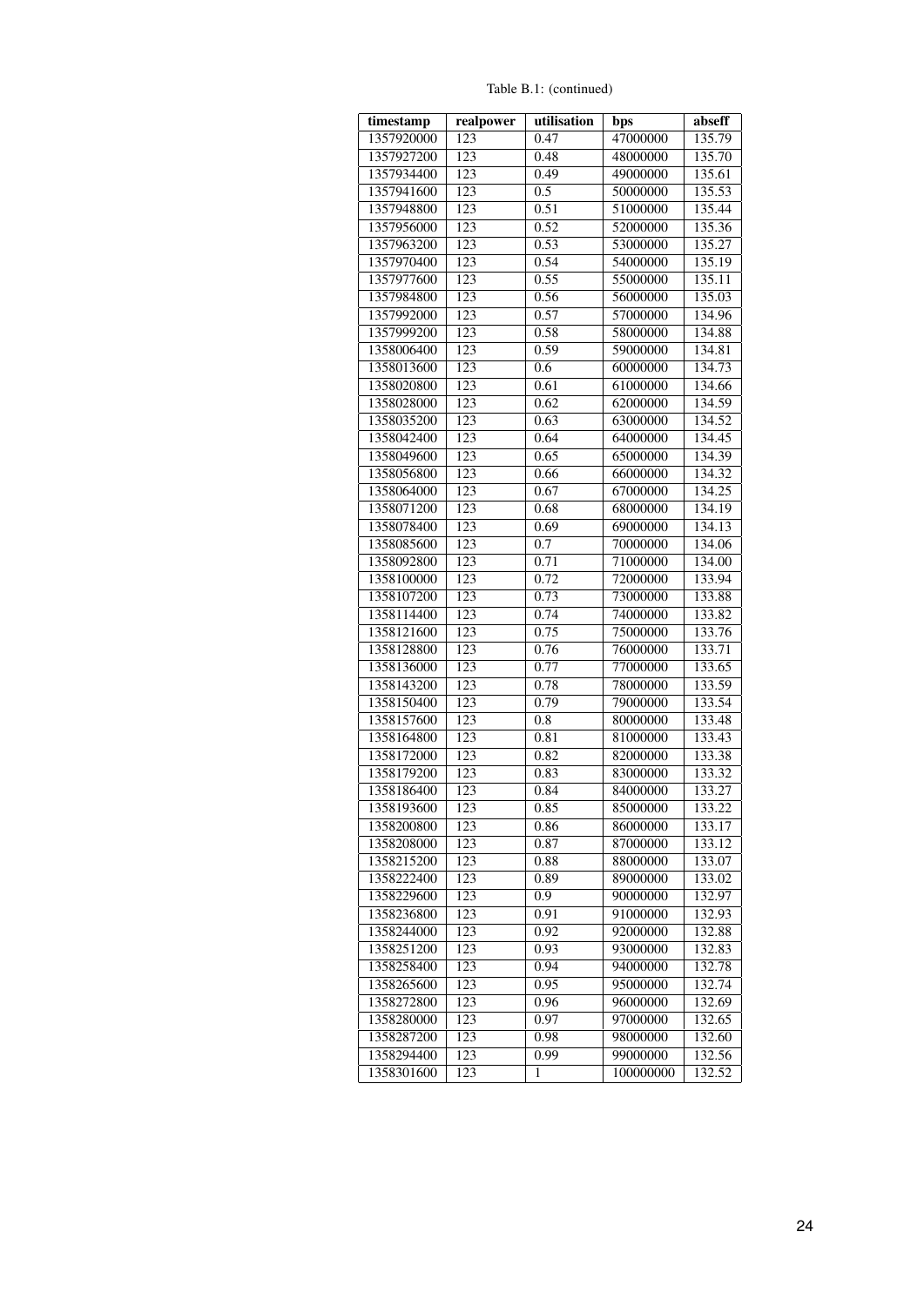Table B.1: (continued)

| timestamp | realpower | utilisation | bps | abseff |
|---|---|---|---|---|
| 1357920000 | 123 | 0.47 | 47000000 | 135.79 |
| 1357927200 | 123 | 0.48 | 48000000 | 135.70 |
| 1357934400 | 123 | 0.49 | 49000000 | 135.61 |
| 1357941600 | 123 | 0.5 | 50000000 | 135.53 |
| 1357948800 | 123 | 0.51 | 51000000 | 135.44 |
| 1357956000 | 123 | 0.52 | 52000000 | 135.36 |
| 1357963200 | 123 | 0.53 | 53000000 | 135.27 |
| 1357970400 | 123 | 0.54 | 54000000 | 135.19 |
| 1357977600 | 123 | 0.55 | 55000000 | 135.11 |
| 1357984800 | 123 | 0.56 | 56000000 | 135.03 |
| 1357992000 | 123 | 0.57 | 57000000 | 134.96 |
| 1357999200 | 123 | 0.58 | 58000000 | 134.88 |
| 1358006400 | 123 | 0.59 | 59000000 | 134.81 |
| 1358013600 | 123 | 0.6 | 60000000 | 134.73 |
| 1358020800 | 123 | 0.61 | 61000000 | 134.66 |
| 1358028000 | 123 | 0.62 | 62000000 | 134.59 |
| 1358035200 | 123 | 0.63 | 63000000 | 134.52 |
| 1358042400 | 123 | 0.64 | 64000000 | 134.45 |
| 1358049600 | 123 | 0.65 | 65000000 | 134.39 |
| 1358056800 | 123 | 0.66 | 66000000 | 134.32 |
| 1358064000 | 123 | 0.67 | 67000000 | 134.25 |
| 1358071200 | 123 | 0.68 | 68000000 | 134.19 |
| 1358078400 | 123 | 0.69 | 69000000 | 134.13 |
| 1358085600 | 123 | 0.7 | 70000000 | 134.06 |
| 1358092800 | 123 | 0.71 | 71000000 | 134.00 |
| 1358100000 | 123 | 0.72 | 72000000 | 133.94 |
| 1358107200 | 123 | 0.73 | 73000000 | 133.88 |
| 1358114400 | 123 | 0.74 | 74000000 | 133.82 |
| 1358121600 | 123 | 0.75 | 75000000 | 133.76 |
| 1358128800 | 123 | 0.76 | 76000000 | 133.71 |
| 1358136000 | 123 | 0.77 | 77000000 | 133.65 |
| 1358143200 | 123 | 0.78 | 78000000 | 133.59 |
| 1358150400 | 123 | 0.79 | 79000000 | 133.54 |
| 1358157600 | 123 | 0.8 | 80000000 | 133.48 |
| 1358164800 | 123 | 0.81 | 81000000 | 133.43 |
| 1358172000 | 123 | 0.82 | 82000000 | 133.38 |
| 1358179200 | 123 | 0.83 | 83000000 | 133.32 |
| 1358186400 | 123 | 0.84 | 84000000 | 133.27 |
| 1358193600 | 123 | 0.85 | 85000000 | 133.22 |
| 1358200800 | 123 | 0.86 | 86000000 | 133.17 |
| 1358208000 | 123 | 0.87 | 87000000 | 133.12 |
| 1358215200 | 123 | 0.88 | 88000000 | 133.07 |
| 1358222400 | 123 | 0.89 | 89000000 | 133.02 |
| 1358229600 | 123 | 0.9 | 90000000 | 132.97 |
| 1358236800 | 123 | 0.91 | 91000000 | 132.93 |
| 1358244000 | 123 | 0.92 | 92000000 | 132.88 |
| 1358251200 | 123 | 0.93 | 93000000 | 132.83 |
| 1358258400 | 123 | 0.94 | 94000000 | 132.78 |
| 1358265600 | 123 | 0.95 | 95000000 | 132.74 |
| 1358272800 | 123 | 0.96 | 96000000 | 132.69 |
| 1358280000 | 123 | 0.97 | 97000000 | 132.65 |
| 1358287200 | 123 | 0.98 | 98000000 | 132.60 |
| 1358294400 | 123 | 0.99 | 99000000 | 132.56 |
| 1358301600 | 123 | 1 | 100000000 | 132.52 |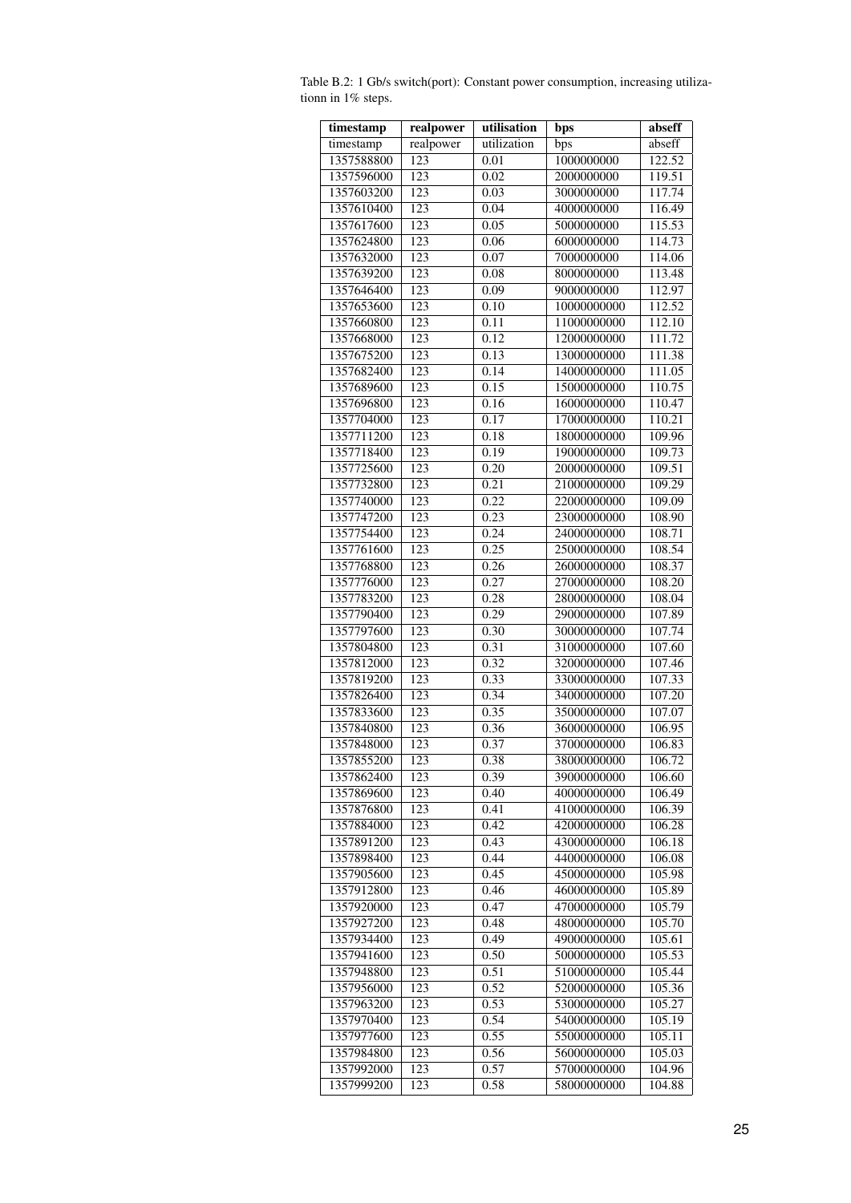Table B.2: 1 Gb/s switch(port): Constant power consumption, increasing utilizationn in 1% steps.

| **timestamp** | **realpower** | **utilisation** | **bps** | **abseff** |
|---|---|---|---|---|
| timestamp | realpower | utilization | bps | abseff |
| 1357588800 | 123 | 0.01 | 1000000000 | 122.52 |
| 1357596000 | 123 | 0.02 | 2000000000 | 119.51 |
| 1357603200 | 123 | 0.03 | 3000000000 | 117.74 |
| 1357610400 | 123 | 0.04 | 4000000000 | 116.49 |
| 1357617600 | 123 | 0.05 | 5000000000 | 115.53 |
| 1357624800 | 123 | 0.06 | 6000000000 | 114.73 |
| 1357632000 | 123 | 0.07 | 7000000000 | 114.06 |
| 1357639200 | 123 | 0.08 | 8000000000 | 113.48 |
| 1357646400 | 123 | 0.09 | 9000000000 | 112.97 |
| 1357653600 | 123 | 0.10 | 10000000000 | 112.52 |
| 1357660800 | 123 | 0.11 | 11000000000 | 112.10 |
| 1357668000 | 123 | 0.12 | 12000000000 | 111.72 |
| 1357675200 | 123 | 0.13 | 13000000000 | 111.38 |
| 1357682400 | 123 | 0.14 | 14000000000 | 111.05 |
| 1357689600 | 123 | 0.15 | 15000000000 | 110.75 |
| 1357696800 | 123 | 0.16 | 16000000000 | 110.47 |
| 1357704000 | 123 | 0.17 | 17000000000 | 110.21 |
| 1357711200 | 123 | 0.18 | 18000000000 | 109.96 |
| 1357718400 | 123 | 0.19 | 19000000000 | 109.73 |
| 1357725600 | 123 | 0.20 | 20000000000 | 109.51 |
| 1357732800 | 123 | 0.21 | 21000000000 | 109.29 |
| 1357740000 | 123 | 0.22 | 22000000000 | 109.09 |
| 1357747200 | 123 | 0.23 | 23000000000 | 108.90 |
| 1357754400 | 123 | 0.24 | 24000000000 | 108.71 |
| 1357761600 | 123 | 0.25 | 25000000000 | 108.54 |
| 1357768800 | 123 | 0.26 | 26000000000 | 108.37 |
| 1357776000 | 123 | 0.27 | 27000000000 | 108.20 |
| 1357783200 | 123 | 0.28 | 28000000000 | 108.04 |
| 1357790400 | 123 | 0.29 | 29000000000 | 107.89 |
| 1357797600 | 123 | 0.30 | 30000000000 | 107.74 |
| 1357804800 | 123 | 0.31 | 31000000000 | 107.60 |
| 1357812000 | 123 | 0.32 | 32000000000 | 107.46 |
| 1357819200 | 123 | 0.33 | 33000000000 | 107.33 |
| 1357826400 | 123 | 0.34 | 34000000000 | 107.20 |
| 1357833600 | 123 | 0.35 | 35000000000 | 107.07 |
| 1357840800 | 123 | 0.36 | 36000000000 | 106.95 |
| 1357848000 | 123 | 0.37 | 37000000000 | 106.83 |
| 1357855200 | 123 | 0.38 | 38000000000 | 106.72 |
| 1357862400 | 123 | 0.39 | 39000000000 | 106.60 |
| 1357869600 | 123 | 0.40 | 40000000000 | 106.49 |
| 1357876800 | 123 | 0.41 | 41000000000 | 106.39 |
| 1357884000 | 123 | 0.42 | 42000000000 | 106.28 |
| 1357891200 | 123 | 0.43 | 43000000000 | 106.18 |
| 1357898400 | 123 | 0.44 | 44000000000 | 106.08 |
| 1357905600 | 123 | 0.45 | 45000000000 | 105.98 |
| 1357912800 | 123 | 0.46 | 46000000000 | 105.89 |
| 1357920000 | 123 | 0.47 | 47000000000 | 105.79 |
| 1357927200 | 123 | 0.48 | 48000000000 | 105.70 |
| 1357934400 | 123 | 0.49 | 49000000000 | 105.61 |
| 1357941600 | 123 | 0.50 | 50000000000 | 105.53 |
| 1357948800 | 123 | 0.51 | 51000000000 | 105.44 |
| 1357956000 | 123 | 0.52 | 52000000000 | 105.36 |
| 1357963200 | 123 | 0.53 | 53000000000 | 105.27 |
| 1357970400 | 123 | 0.54 | 54000000000 | 105.19 |
| 1357977600 | 123 | 0.55 | 55000000000 | 105.11 |
| 1357984800 | 123 | 0.56 | 56000000000 | 105.03 |
| 1357992000 | 123 | 0.57 | 57000000000 | 104.96 |
| 1357999200 | 123 | 0.58 | 58000000000 | 104.88 |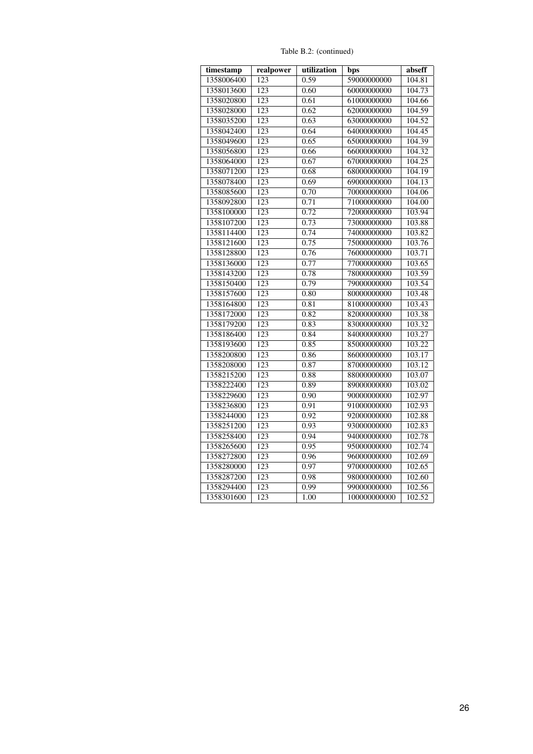Table B.2: (continued)

| timestamp | realpower | utilization | bps | abseff |
|---|---|---|---|---|
| 1358006400 | 123 | 0.59 | 59000000000 | 104.81 |
| 1358013600 | 123 | 0.60 | 60000000000 | 104.73 |
| 1358020800 | 123 | 0.61 | 61000000000 | 104.66 |
| 1358028000 | 123 | 0.62 | 62000000000 | 104.59 |
| 1358035200 | 123 | 0.63 | 63000000000 | 104.52 |
| 1358042400 | 123 | 0.64 | 64000000000 | 104.45 |
| 1358049600 | 123 | 0.65 | 65000000000 | 104.39 |
| 1358056800 | 123 | 0.66 | 66000000000 | 104.32 |
| 1358064000 | 123 | 0.67 | 67000000000 | 104.25 |
| 1358071200 | 123 | 0.68 | 68000000000 | 104.19 |
| 1358078400 | 123 | 0.69 | 69000000000 | 104.13 |
| 1358085600 | 123 | 0.70 | 70000000000 | 104.06 |
| 1358092800 | 123 | 0.71 | 71000000000 | 104.00 |
| 1358100000 | 123 | 0.72 | 72000000000 | 103.94 |
| 1358107200 | 123 | 0.73 | 73000000000 | 103.88 |
| 1358114400 | 123 | 0.74 | 74000000000 | 103.82 |
| 1358121600 | 123 | 0.75 | 75000000000 | 103.76 |
| 1358128800 | 123 | 0.76 | 76000000000 | 103.71 |
| 1358136000 | 123 | 0.77 | 77000000000 | 103.65 |
| 1358143200 | 123 | 0.78 | 78000000000 | 103.59 |
| 1358150400 | 123 | 0.79 | 79000000000 | 103.54 |
| 1358157600 | 123 | 0.80 | 80000000000 | 103.48 |
| 1358164800 | 123 | 0.81 | 81000000000 | 103.43 |
| 1358172000 | 123 | 0.82 | 82000000000 | 103.38 |
| 1358179200 | 123 | 0.83 | 83000000000 | 103.32 |
| 1358186400 | 123 | 0.84 | 84000000000 | 103.27 |
| 1358193600 | 123 | 0.85 | 85000000000 | 103.22 |
| 1358200800 | 123 | 0.86 | 86000000000 | 103.17 |
| 1358208000 | 123 | 0.87 | 87000000000 | 103.12 |
| 1358215200 | 123 | 0.88 | 88000000000 | 103.07 |
| 1358222400 | 123 | 0.89 | 89000000000 | 103.02 |
| 1358229600 | 123 | 0.90 | 90000000000 | 102.97 |
| 1358236800 | 123 | 0.91 | 91000000000 | 102.93 |
| 1358244000 | 123 | 0.92 | 92000000000 | 102.88 |
| 1358251200 | 123 | 0.93 | 93000000000 | 102.83 |
| 1358258400 | 123 | 0.94 | 94000000000 | 102.78 |
| 1358265600 | 123 | 0.95 | 95000000000 | 102.74 |
| 1358272800 | 123 | 0.96 | 96000000000 | 102.69 |
| 1358280000 | 123 | 0.97 | 97000000000 | 102.65 |
| 1358287200 | 123 | 0.98 | 98000000000 | 102.60 |
| 1358294400 | 123 | 0.99 | 99000000000 | 102.56 |
| 1358301600 | 123 | 1.00 | 100000000000 | 102.52 |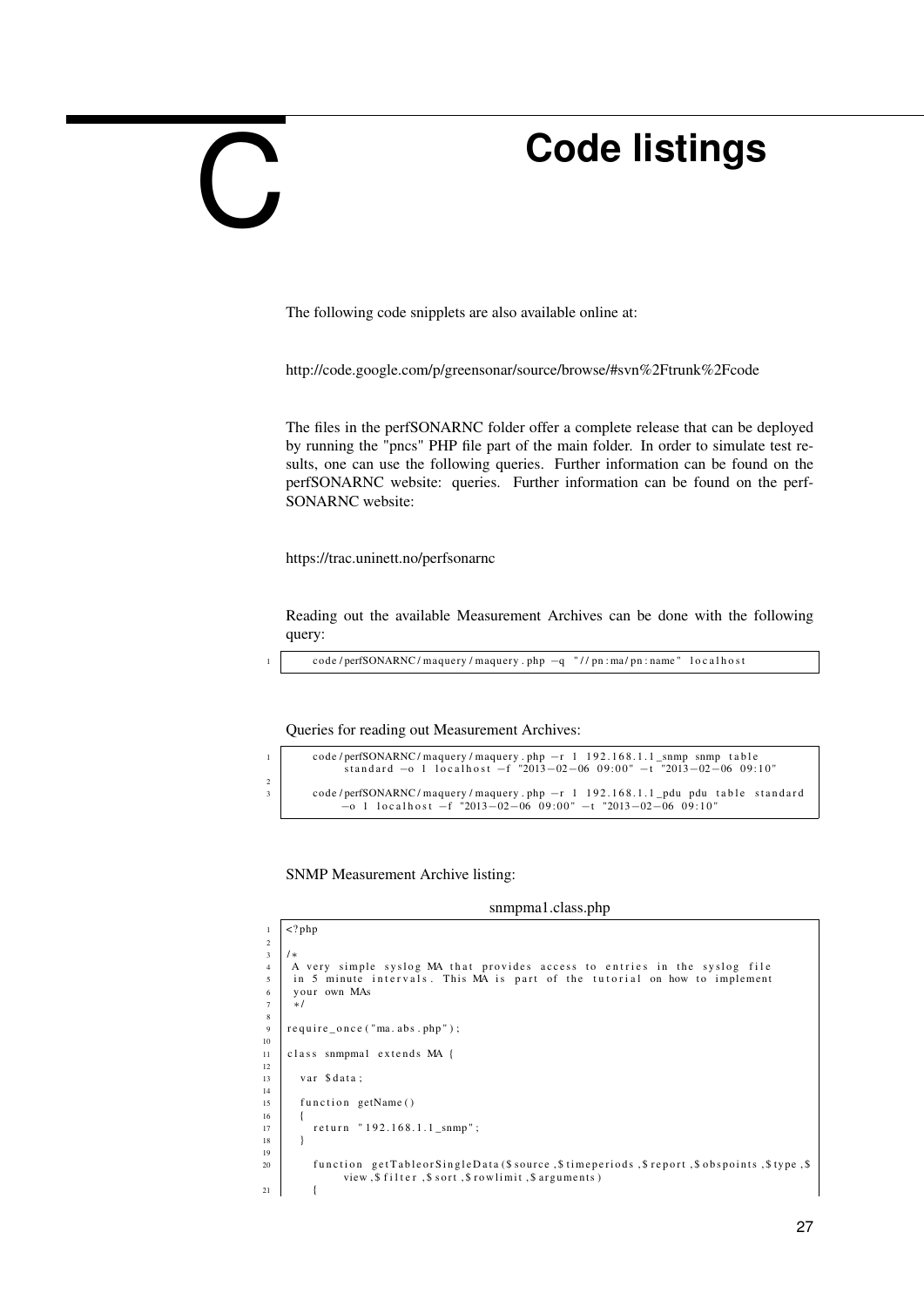# C Code listings

The following code snipplets are also available online at:

http://code.google.com/p/greensonar/source/browse/#svn%2Ftrunk%2Fcode

The files in the perfSONARNC folder offer a complete release that can be deployed by running the "pncs" PHP file part of the main folder. In order to simulate test results, one can use the following queries. Further information can be found on the perfSONARNC website: queries. Further information can be found on the perfSONARNC website:

https://trac.uninett.no/perfsonarnc

Reading out the available Measurement Archives can be done with the following query:

```
code/perfSONARNC/maquery/maquery.php -q "//pn:ma/pn:name" localhost
```

Queries for reading out Measurement Archives:

```
code/perfSONARNC/maquery/maquery.php -r 1 192.168.1.1_snmp snmp table
      standard -o 1 localhost -f "2013-02-06 09:00" -t "2013-02-06 09:10"

code/perfSONARNC/maquery/maquery.php -r 1 192.168.1.1_pdu pdu table standard
      -o 1 localhost -f "2013-02-06 09:00" -t "2013-02-06 09:10"
```

SNMP Measurement Archive listing:

snmpma1.class.php

```
<?php

/*
 A very simple syslog MA that provides access to entries in the syslog file
 in 5 minute intervals. This MA is part of the tutorial on how to implement
 your own MAs
 */

require_once("ma.abs.php");

class snmpma1 extends MA {

  var $data;

  function getName()
  {
    return "192.168.1.1_snmp";
  }

    function getTableorSingleData($source,$timeperiods,$report,$obspoints,$type,$
          view,$filter,$sort,$rowlimit,$arguments)
    {
```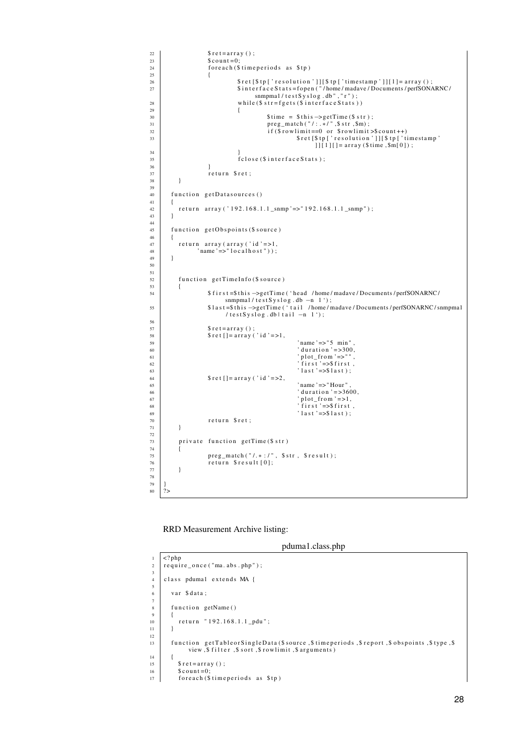```
                $ret=array();
                $count=0;
                foreach($timeperiods as $tp)
                {
                        $ret[$tp['resolution']][$tp['timestamp']][1]=array();
                        $interfaceStats=fopen("/home/madave/Documents/perfSONARNC/
                            snmpma1/testSyslog.db","r");
                        while($str=fgets($interfaceStats))
                        {
                                $time = $this->getTime($str);
                                preg_match("/:.*/",$str,$m);
                                if($rowlimit==0 or $rowlimit>$count++)
                                        $ret[$tp['resolution']][$tp['timestamp'
                                            ]][1][]=array($time,$m[0]);
                        }
                        fclose($interfaceStats);
                }
                return $ret;
    }

    function getDatasources()
    {
        return array('192.168.1.1_snmp'=>"192.168.1.1_snmp");
    }

    function getObspoints($source)
    {
        return array(array('id'=>1,
              'name'=>"localhost"));
    }


    function getTimeInfo($source)
    {
                $first=$this->getTime(`head /home/madave/Documents/perfSONARNC/
                     snmpma1/testSyslog.db -n 1`);
                $last=$this->getTime(`tail /home/madave/Documents/perfSONARNC/snmpma1
                     /testSyslog.db|tail -n 1`);

                $ret=array();
                $ret[]=array('id'=>1,
                                        'name'=>"5 min",
                                        'duration'=>300,
                                        'plot_from'=>"",
                                        'first'=>$first,
                                        'last'=>$last);
                $ret[]=array('id'=>2,
                                        'name'=>"Hour",
                                        'duration'=>3600,
                                        'plot_from'=>1,
                                        'first'=>$first,
                                        'last'=>$last);
                return $ret;
    }

    private function getTime($str)
    {
                preg_match("/.*:/", $str, $result);
                return $result[0];
    }

}
?>
```

RRD Measurement Archive listing:

pduma1.class.php

```
<?php
require_once("ma.abs.php");

class pduma1 extends MA {

  var $data;

  function getName()
  {
     return "192.168.1.1_pdu";
  }

  function getTableorSingleData($source,$timeperiods,$report,$obspoints,$type,$
        view,$filter,$sort,$rowlimit,$arguments)
  {
    $ret=array();
    $count=0;
    foreach($timeperiods as $tp)
```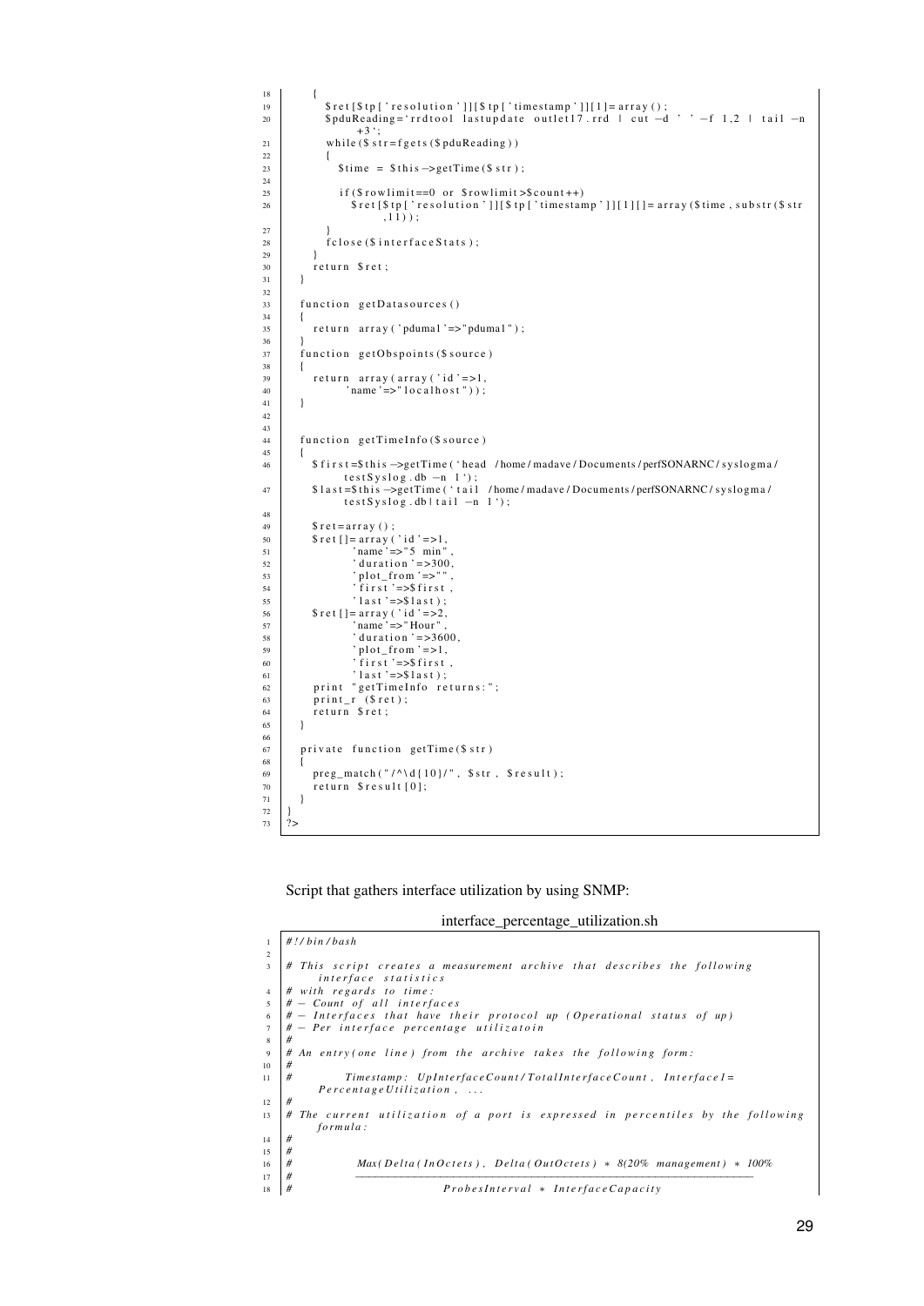```
18      {
19        $ret[$tp['resolution']][$tp['timestamp']][1]=array();
20        $pduReading=`rrdtool lastupdate outlet17.rrd | cut -d ' ' -f 1,2 | tail -n
            +3`;
21        while($str=fgets($pduReading))
22        {
23          $time = $this->getTime($str);
24
25          if($rowlimit==0 or $rowlimit>$count++)
26            $ret[$tp['resolution']][$tp['timestamp']][1][]=array($time,substr($str
                ,11));
27        }
28        fclose($interfaceStats);
29      }
30      return $ret;
31    }
32
33    function getDatasources()
34    {
35      return array('pduma1'=>"pduma1");
36    }
37    function getObspoints($source)
38    {
39      return array(array('id'=>1,
40            'name'=>"localhost"));
41    }
42
43
44    function getTimeInfo($source)
45    {
46      $first=$this->getTime(`head /home/madave/Documents/perfSONARNC/syslogma/
            testSyslog.db -n 1`);
47      $last=$this->getTime(`tail /home/madave/Documents/perfSONARNC/syslogma/
            testSyslog.db|tail -n 1`);
48
49      $ret=array();
50      $ret[]=array('id'=>1,
51              'name'=>"5 min",
52              'duration'=>300,
53              'plot_from'=>"",
54              'first'=>$first,
55              'last'=>$last);
56      $ret[]=array('id'=>2,
57              'name'=>"Hour",
58              'duration'=>3600,
59              'plot_from'=>1,
60              'first'=>$first,
61              'last'=>$last);
62      print "getTimeInfo returns:";
63      print_r ($ret);
64      return $ret;
65    }
66
67    private function getTime($str)
68    {
69      preg_match("/^\d{10}/", $str, $result);
70      return $result[0];
71    }
72  }
73  ?>
```

Script that gathers interface utilization by using SNMP:

interface_percentage_utilization.sh

```
1   #!/bin/bash
2
3   # This script creates a measurement archive that describes the following
        interface statistics
4   # with regards to time:
5   # - Count of all interfaces
6   # - Interfaces that have their protocol up (Operational status of up)
7   # - Per interface percentage utilizatoin
8   #
9   # An entry(one line) from the archive takes the following form:
10  #
11  #        Timestamp: UpInterfaceCount/TotalInterfaceCount, Interface1=
        PercentageUtilization, ...
12  #
13  # The current utilization of a port is expressed in percentiles by the following
        formula:
14  #
15  #
16  #          Max(Delta(InOctets), Delta(OutOctets) * 8(20% management) * 100%
17  #          ---------------------------------------------------------------
18  #                     ProbesInterval * InterfaceCapacity
```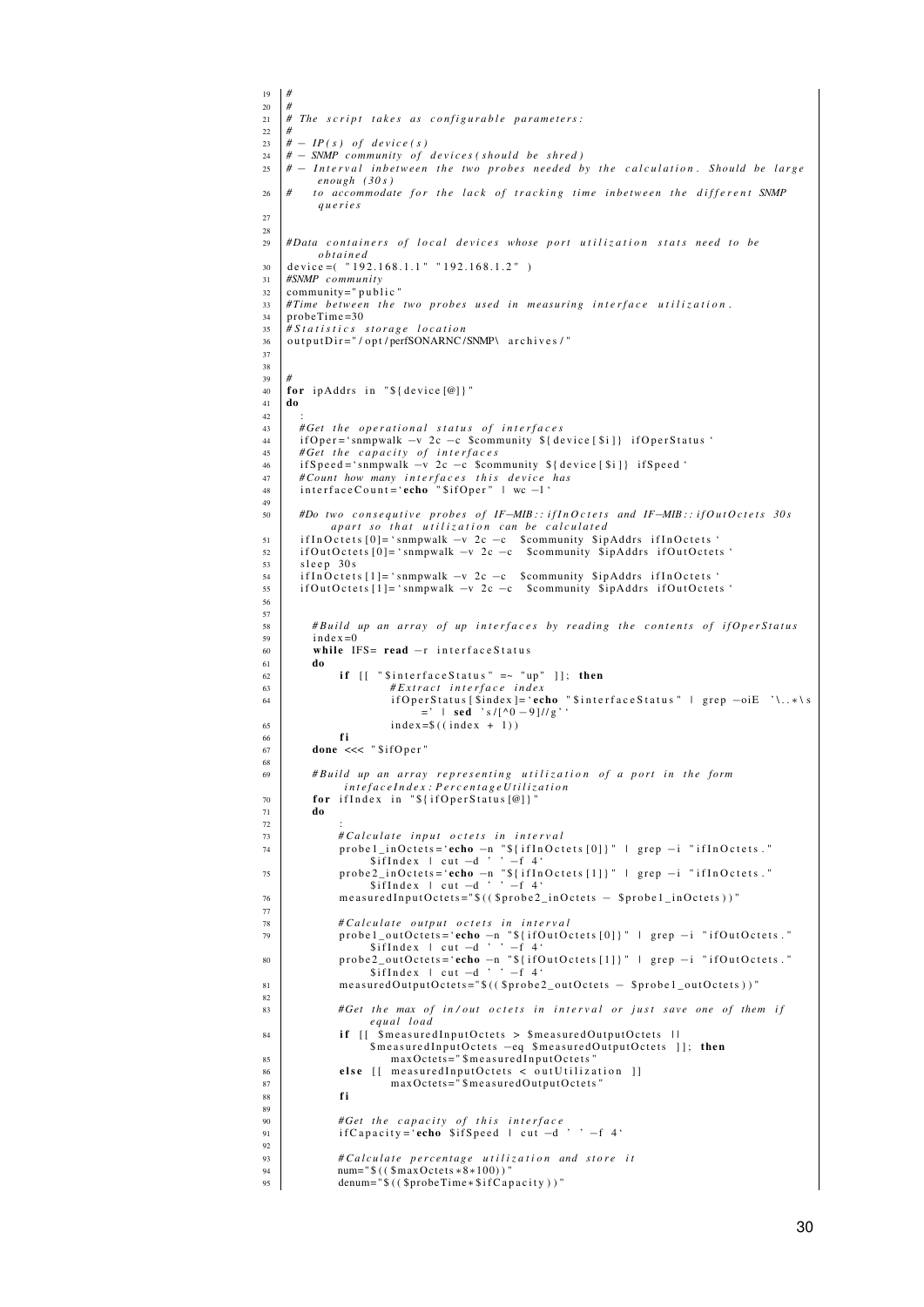```
19  #
20  #
21  # The script takes as configurable parameters:
22  #
23  # - IP(s) of device(s)
24  # - SNMP community of devices(should be shred)
25  # - Interval inbetween the two probes needed by the calculation. Should be large
        enough (30s)
26  #   to accommodate for the lack of tracking time inbetween the different SNMP
        queries
27
28
29  #Data containers of local devices whose port utilization stats need to be
        obtained
30  device=( "192.168.1.1" "192.168.1.2" )
31  #SNMP community
32  community="public"
33  #Time between the two probes used in measuring interface utilization.
34  probeTime=30
35  #Statistics storage location
36  outputDir="/opt/perfSONARNC/SNMP\ archives/"
37
38
39  #
40  for ipAddrs in "${device[@]}"
41  do
42     :
43     #Get the operational status of interfaces
44     ifOper=`snmpwalk -v 2c -c $community ${device[$i]} ifOperStatus`
45     #Get the capacity of interfaces
46     ifSpeed=`snmpwalk -v 2c -c $community ${device[$i]} ifSpeed`
47     #Count how many interfaces this device has
48     interfaceCount=`echo "$ifOper" | wc -l`
49
50     #Do two consequtive probes of IF-MIB::ifInOctets and IF-MIB::ifOutOctets 30s
           apart so that utilization can be calculated
51     ifInOctets[0]=`snmpwalk -v 2c -c  $community $ipAddrs ifInOctets`
52     ifOutOctets[0]=`snmpwalk -v 2c -c  $community $ipAddrs ifOutOctets`
53     sleep 30s
54     ifInOctets[1]=`snmpwalk -v 2c -c  $community $ipAddrs ifInOctets`
55     ifOutOctets[1]=`snmpwalk -v 2c -c  $community $ipAddrs ifOutOctets`
56
57
58       #Build up an array of up interfaces by reading the contents of ifOperStatus
59       index=0
60       while IFS= read -r interfaceStatus
61       do
62            if [[ "$interfaceStatus" =~ "up" ]]; then
63                    #Extract interface index
64                    ifOperStatus[$index]=`echo "$interfaceStatus" | grep -oiE '\..*\s
                          =' | sed 's/[^0-9]//g'`
65                    index=$((index + 1))
66            fi
67       done <<< "$ifOper"
68
69       #Build up an array representing utilization of a port in the form
            inteface Index:PercentageUtilization
70       for ifIndex in "${ifOperStatus[@]}"
71       do
72            :
73            #Calculate input octets in interval
74            probe1_inOctets=`echo -n "${ifInOctets[0]}" | grep -i "ifInOctets."
                  $ifIndex | cut -d ' ' -f 4`
75            probe2_inOctets=`echo -n "${ifInOctets[1]}" | grep -i "ifInOctets."
                  $ifIndex | cut -d ' ' -f 4`
76            measuredInputOctets="$(($probe2_inOctets - $probe1_inOctets))"
77
78            #Calculate output octets in interval
79            probe1_outOctets=`echo -n "${ifOutOctets[0]}" | grep -i "ifOutOctets."
                  $ifIndex | cut -d ' ' -f 4`
80            probe2_outOctets=`echo -n "${ifOutOctets[1]}" | grep -i "ifOutOctets."
                  $ifIndex | cut -d ' ' -f 4`
81            measuredOutputOctets="$(($probe2_outOctets - $probe1_outOctets))"
82
83            #Get the max of in/out octets in interval or just save one of them if
                  equal load
84            if [[ $measuredInputOctets > $measuredOutputOctets ||
                  $measuredInputOctets -eq $measuredOutputOctets ]]; then
85                    maxOctets="$measuredInputOctets"
86            else [[ measuredInputOctets < outUtilization ]]
87                    maxOctets="$measuredOutputOctets"
88            fi
89
90            #Get the capacity of this interface
91            ifCapacity=`echo $ifSpeed | cut -d ' ' -f 4`
92
93            #Calculate percentage utilization and store it
94            num="$(($maxOctets*8*100))"
95            denum="$(($probeTime*$ifCapacity))"
```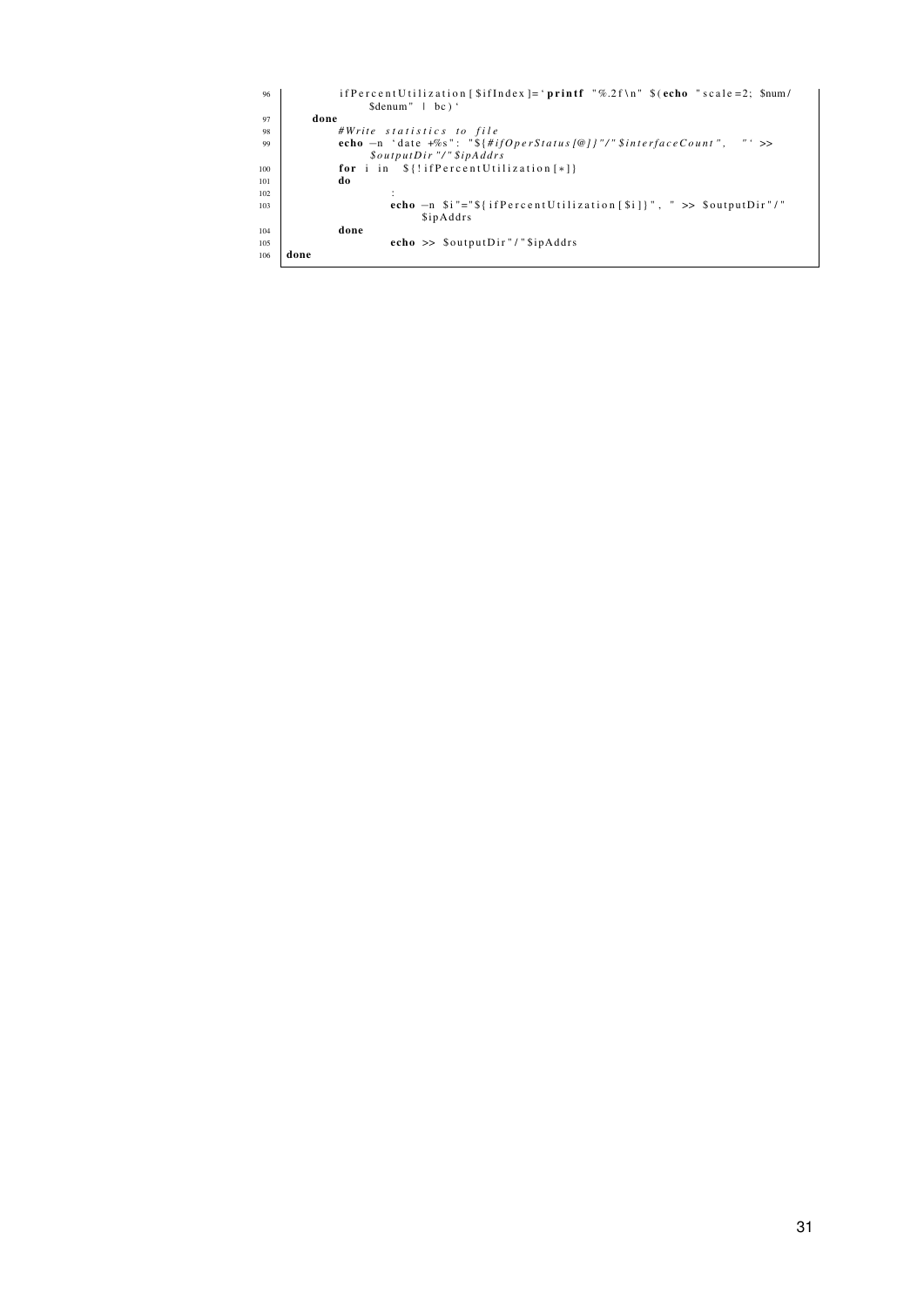```
96          ifPercentUtilization[$ifIndex]=`printf "%.2f\n" $(echo "scale=2; $num/
                $denum" | bc)`
97      done
98          #Write statistics to file
99          echo -n `date +%s": "${#ifOperStatus[@]}"/"$interfaceCount",  "` >>
                $outputDir"/"$ipAddrs
100         for i in  ${!ifPercentUtilization[*]}
101         do
102                 :
103                 echo -n $i"="${ifPercentUtilization[$i]}", " >> $outputDir"/"
                        $ipAddrs
104         done
105                 echo >> $outputDir"/"$ipAddrs
106 done
```